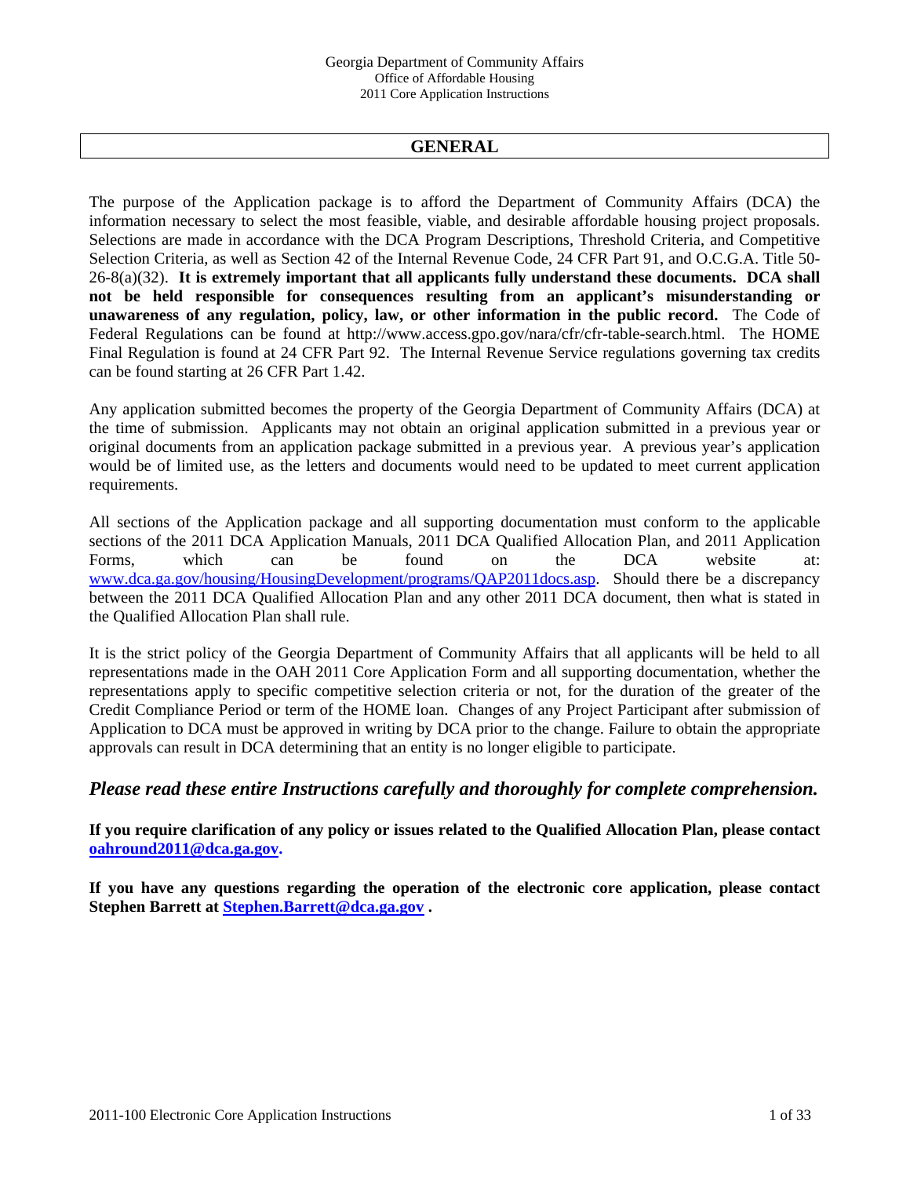Georgia Department of Community Affairs
Office of Affordable Housing
2011 Core Application Instructions

# GENERAL

The purpose of the Application package is to afford the Department of Community Affairs (DCA) the information necessary to select the most feasible, viable, and desirable affordable housing project proposals. Selections are made in accordance with the DCA Program Descriptions, Threshold Criteria, and Competitive Selection Criteria, as well as Section 42 of the Internal Revenue Code, 24 CFR Part 91, and O.C.G.A. Title 50-26-8(a)(32). **It is extremely important that all applicants fully understand these documents. DCA shall not be held responsible for consequences resulting from an applicant's misunderstanding or unawareness of any regulation, policy, law, or other information in the public record.** The Code of Federal Regulations can be found at http://www.access.gpo.gov/nara/cfr/cfr-table-search.html. The HOME Final Regulation is found at 24 CFR Part 92. The Internal Revenue Service regulations governing tax credits can be found starting at 26 CFR Part 1.42.

Any application submitted becomes the property of the Georgia Department of Community Affairs (DCA) at the time of submission. Applicants may not obtain an original application submitted in a previous year or original documents from an application package submitted in a previous year. A previous year's application would be of limited use, as the letters and documents would need to be updated to meet current application requirements.

All sections of the Application package and all supporting documentation must conform to the applicable sections of the 2011 DCA Application Manuals, 2011 DCA Qualified Allocation Plan, and 2011 Application Forms, which can be found on the DCA website at: www.dca.ga.gov/housing/HousingDevelopment/programs/QAP2011docs.asp. Should there be a discrepancy between the 2011 DCA Qualified Allocation Plan and any other 2011 DCA document, then what is stated in the Qualified Allocation Plan shall rule.

It is the strict policy of the Georgia Department of Community Affairs that all applicants will be held to all representations made in the OAH 2011 Core Application Form and all supporting documentation, whether the representations apply to specific competitive selection criteria or not, for the duration of the greater of the Credit Compliance Period or term of the HOME loan. Changes of any Project Participant after submission of Application to DCA must be approved in writing by DCA prior to the change. Failure to obtain the appropriate approvals can result in DCA determining that an entity is no longer eligible to participate.

***Please read these entire Instructions carefully and thoroughly for complete comprehension.***

**If you require clarification of any policy or issues related to the Qualified Allocation Plan, please contact oahround2011@dca.ga.gov.**

**If you have any questions regarding the operation of the electronic core application, please contact Stephen Barrett at Stephen.Barrett@dca.ga.gov .**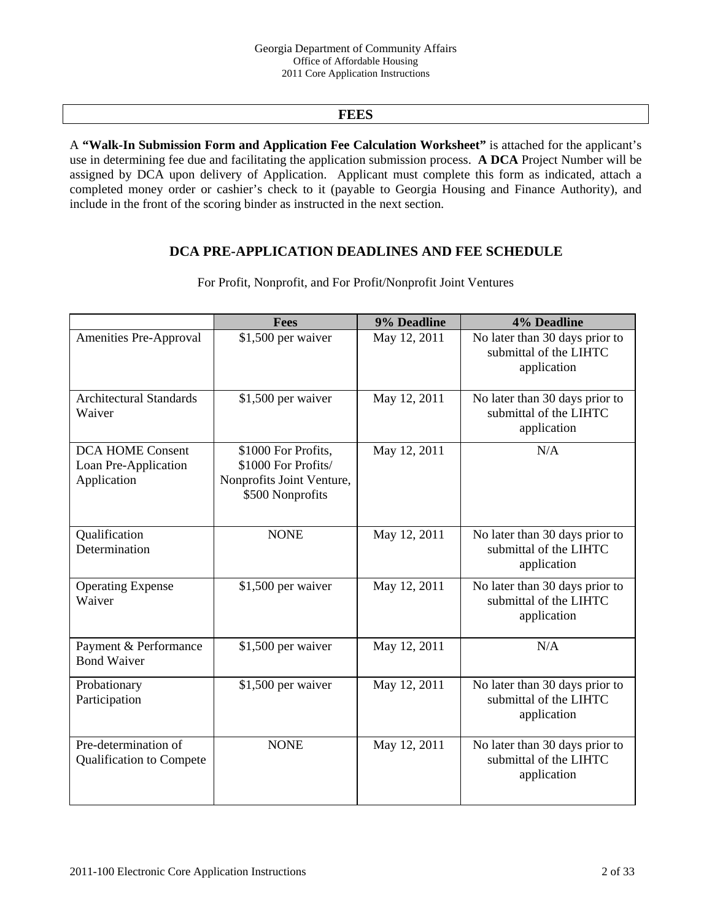## FEES

A **"Walk-In Submission Form and Application Fee Calculation Worksheet"** is attached for the applicant's use in determining fee due and facilitating the application submission process. **A DCA** Project Number will be assigned by DCA upon delivery of Application. Applicant must complete this form as indicated, attach a completed money order or cashier's check to it (payable to Georgia Housing and Finance Authority), and include in the front of the scoring binder as instructed in the next section.

## DCA PRE-APPLICATION DEADLINES AND FEE SCHEDULE

For Profit, Nonprofit, and For Profit/Nonprofit Joint Ventures

| | Fees | 9% Deadline | 4% Deadline |
|---|---|---|---|
| Amenities Pre-Approval | $1,500 per waiver | May 12, 2011 | No later than 30 days prior to submittal of the LIHTC application |
| Architectural Standards Waiver | $1,500 per waiver | May 12, 2011 | No later than 30 days prior to submittal of the LIHTC application |
| DCA HOME Consent Loan Pre-Application Application | $1000 For Profits, $1000 For Profits/ Nonprofits Joint Venture, $500 Nonprofits | May 12, 2011 | N/A |
| Qualification Determination | NONE | May 12, 2011 | No later than 30 days prior to submittal of the LIHTC application |
| Operating Expense Waiver | $1,500 per waiver | May 12, 2011 | No later than 30 days prior to submittal of the LIHTC application |
| Payment & Performance Bond Waiver | $1,500 per waiver | May 12, 2011 | N/A |
| Probationary Participation | $1,500 per waiver | May 12, 2011 | No later than 30 days prior to submittal of the LIHTC application |
| Pre-determination of Qualification to Compete | NONE | May 12, 2011 | No later than 30 days prior to submittal of the LIHTC application |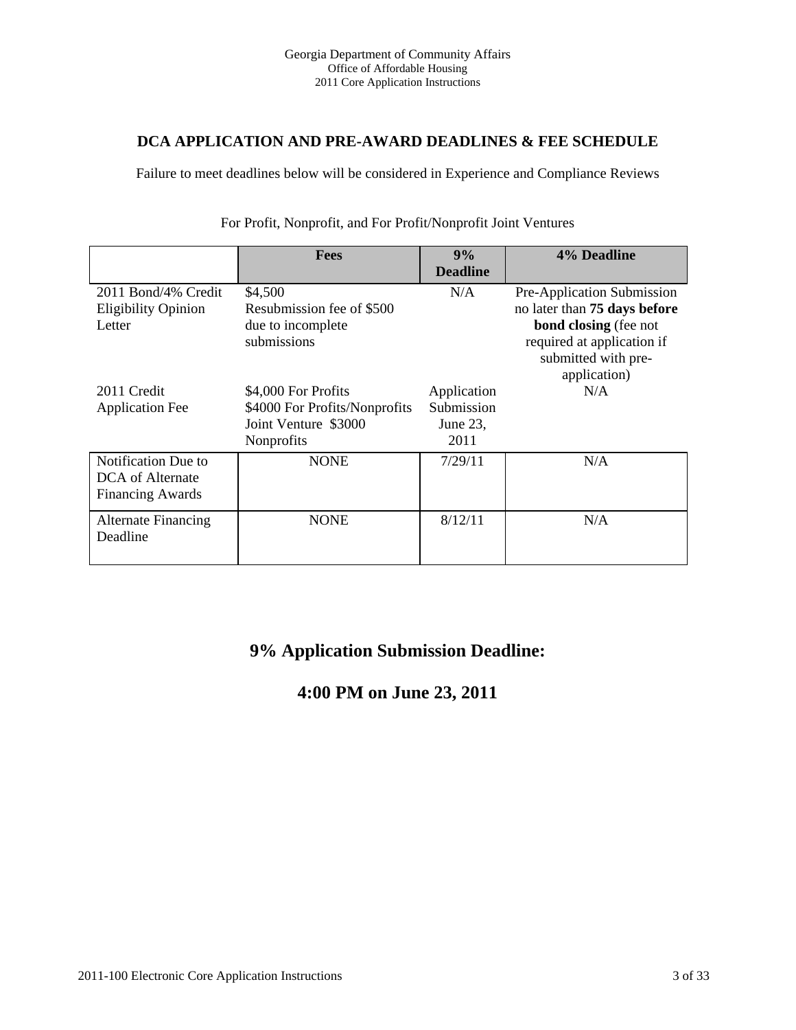## DCA APPLICATION AND PRE-AWARD DEADLINES & FEE SCHEDULE

Failure to meet deadlines below will be considered in Experience and Compliance Reviews

For Profit, Nonprofit, and For Profit/Nonprofit Joint Ventures

| | Fees | 9% Deadline | 4% Deadline |
|---|---|---|---|
| 2011 Bond/4% Credit Eligibility Opinion Letter | $4,500<br>Resubmission fee of $500 due to incomplete submissions | N/A | Pre-Application Submission no later than **75 days before bond closing** (fee not required at application if submitted with pre-application) |
| 2011 Credit Application Fee | $4,000 For Profits<br>$4000 For Profits/Nonprofits Joint Venture $3000 Nonprofits | Application Submission June 23, 2011 | N/A |
| Notification Due to DCA of Alternate Financing Awards | NONE | 7/29/11 | N/A |
| Alternate Financing Deadline | NONE | 8/12/11 | N/A |

# 9% Application Submission Deadline:

# 4:00 PM on June 23, 2011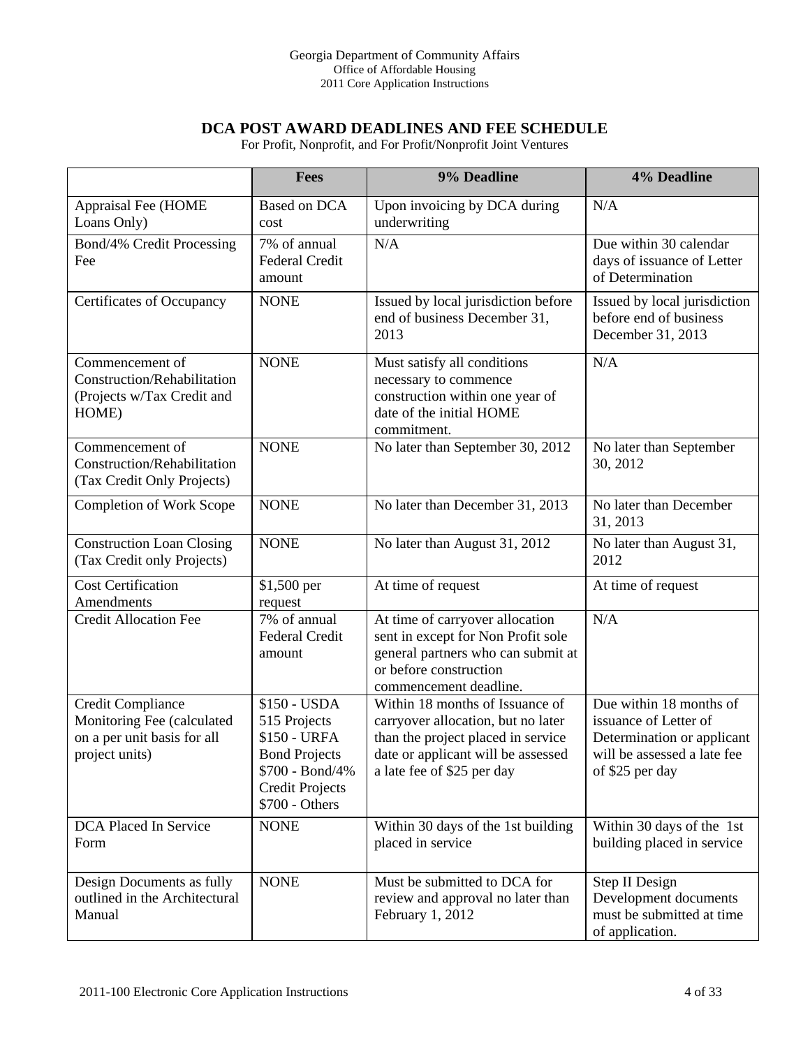## DCA POST AWARD DEADLINES AND FEE SCHEDULE

For Profit, Nonprofit, and For Profit/Nonprofit Joint Ventures

| | Fees | 9% Deadline | 4% Deadline |
|---|---|---|---|
| Appraisal Fee (HOME Loans Only) | Based on DCA cost | Upon invoicing by DCA during underwriting | N/A |
| Bond/4% Credit Processing Fee | 7% of annual Federal Credit amount | N/A | Due within 30 calendar days of issuance of Letter of Determination |
| Certificates of Occupancy | NONE | Issued by local jurisdiction before end of business December 31, 2013 | Issued by local jurisdiction before end of business December 31, 2013 |
| Commencement of Construction/Rehabilitation (Projects w/Tax Credit and HOME) | NONE | Must satisfy all conditions necessary to commence construction within one year of date of the initial HOME commitment. | N/A |
| Commencement of Construction/Rehabilitation (Tax Credit Only Projects) | NONE | No later than September 30, 2012 | No later than September 30, 2012 |
| Completion of Work Scope | NONE | No later than December 31, 2013 | No later than December 31, 2013 |
| Construction Loan Closing (Tax Credit only Projects) | NONE | No later than August 31, 2012 | No later than August 31, 2012 |
| Cost Certification Amendments | $1,500 per request | At time of request | At time of request |
| Credit Allocation Fee | 7% of annual Federal Credit amount | At time of carryover allocation sent in except for Non Profit sole general partners who can submit at or before construction commencement deadline. | N/A |
| Credit Compliance Monitoring Fee (calculated on a per unit basis for all project units) | $150 - USDA 515 Projects<br>$150 - URFA Bond Projects<br>$700 - Bond/4% Credit Projects<br>$700 - Others | Within 18 months of Issuance of carryover allocation, but no later than the project placed in service date or applicant will be assessed a late fee of $25 per day | Due within 18 months of issuance of Letter of Determination or applicant will be assessed a late fee of $25 per day |
| DCA Placed In Service Form | NONE | Within 30 days of the 1st building placed in service | Within 30 days of the 1st building placed in service |
| Design Documents as fully outlined in the Architectural Manual | NONE | Must be submitted to DCA for review and approval no later than February 1, 2012 | Step II Design Development documents must be submitted at time of application. |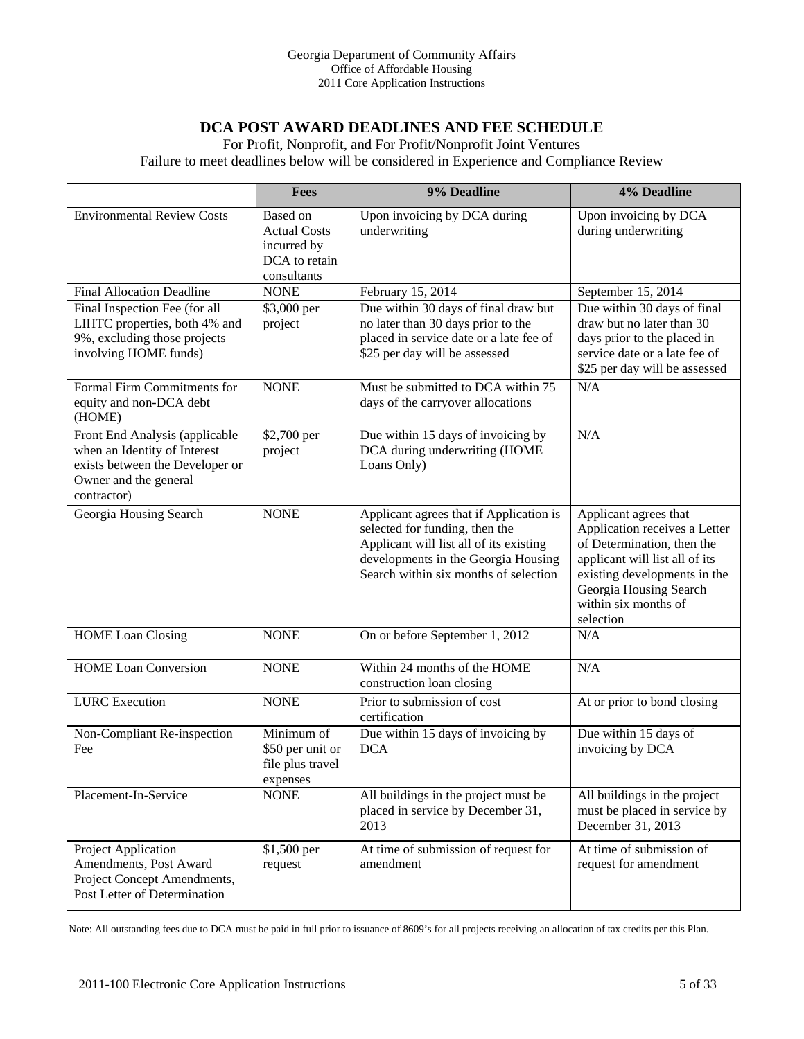## DCA POST AWARD DEADLINES AND FEE SCHEDULE

For Profit, Nonprofit, and For Profit/Nonprofit Joint Ventures
Failure to meet deadlines below will be considered in Experience and Compliance Review

| | Fees | 9% Deadline | 4% Deadline |
|---|---|---|---|
| Environmental Review Costs | Based on Actual Costs incurred by DCA to retain consultants | Upon invoicing by DCA during underwriting | Upon invoicing by DCA during underwriting |
| Final Allocation Deadline | NONE | February 15, 2014 | September 15, 2014 |
| Final Inspection Fee (for all LIHTC properties, both 4% and 9%, excluding those projects involving HOME funds) | $3,000 per project | Due within 30 days of final draw but no later than 30 days prior to the placed in service date or a late fee of $25 per day will be assessed | Due within 30 days of final draw but no later than 30 days prior to the placed in service date or a late fee of $25 per day will be assessed |
| Formal Firm Commitments for equity and non-DCA debt (HOME) | NONE | Must be submitted to DCA within 75 days of the carryover allocations | N/A |
| Front End Analysis (applicable when an Identity of Interest exists between the Developer or Owner and the general contractor) | $2,700 per project | Due within 15 days of invoicing by DCA during underwriting (HOME Loans Only) | N/A |
| Georgia Housing Search | NONE | Applicant agrees that if Application is selected for funding, then the Applicant will list all of its existing developments in the Georgia Housing Search within six months of selection | Applicant agrees that Application receives a Letter of Determination, then the applicant will list all of its existing developments in the Georgia Housing Search within six months of selection |
| HOME Loan Closing | NONE | On or before September 1, 2012 | N/A |
| HOME Loan Conversion | NONE | Within 24 months of the HOME construction loan closing | N/A |
| LURC Execution | NONE | Prior to submission of cost certification | At or prior to bond closing |
| Non-Compliant Re-inspection Fee | Minimum of $50 per unit or file plus travel expenses | Due within 15 days of invoicing by DCA | Due within 15 days of invoicing by DCA |
| Placement-In-Service | NONE | All buildings in the project must be placed in service by December 31, 2013 | All buildings in the project must be placed in service by December 31, 2013 |
| Project Application Amendments, Post Award Project Concept Amendments, Post Letter of Determination | $1,500 per request | At time of submission of request for amendment | At time of submission of request for amendment |

Note: All outstanding fees due to DCA must be paid in full prior to issuance of 8609's for all projects receiving an allocation of tax credits per this Plan.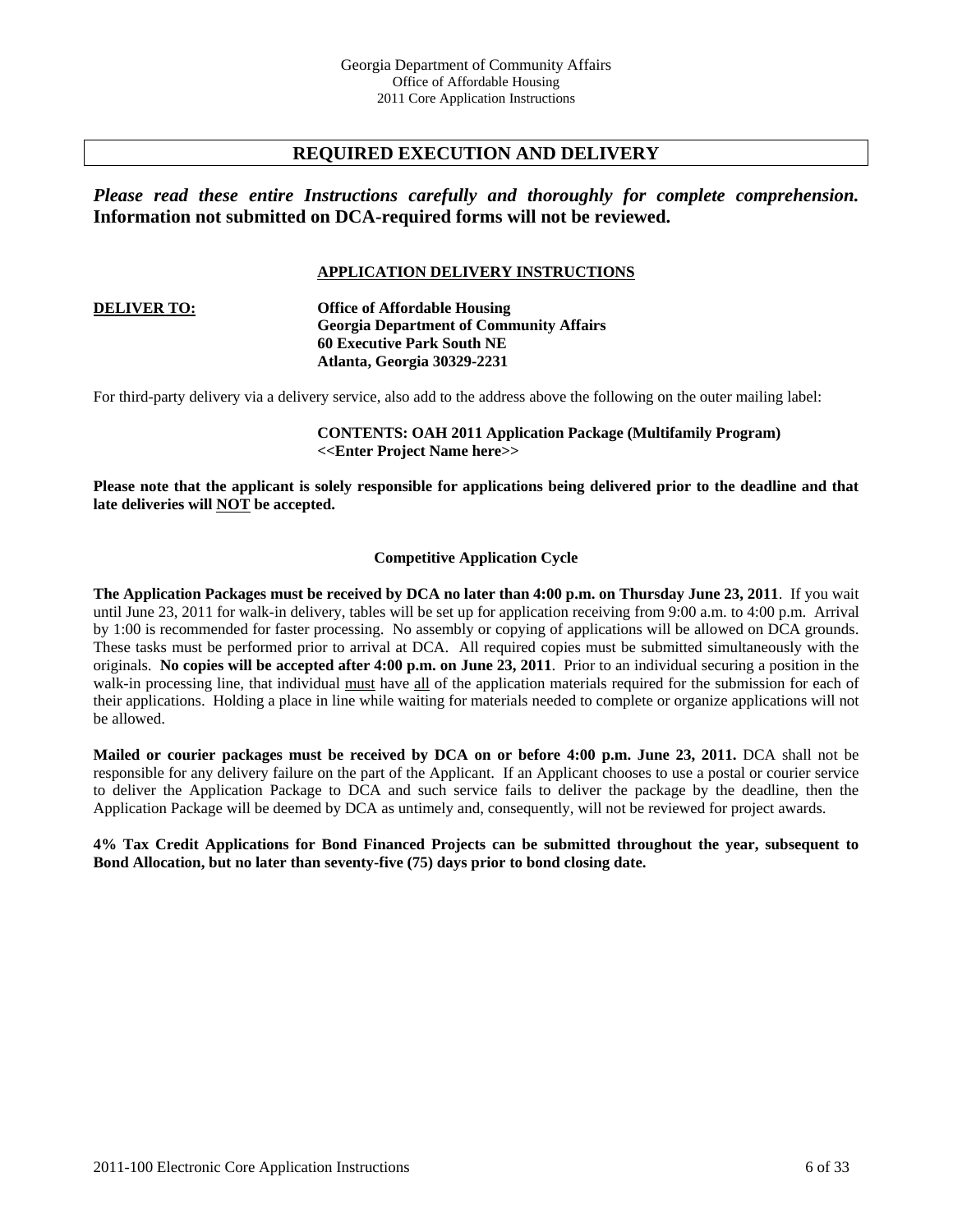## REQUIRED EXECUTION AND DELIVERY

***Please read these entire Instructions carefully and thoroughly for complete comprehension.*** **Information not submitted on DCA-required forms will not be reviewed.**

### APPLICATION DELIVERY INSTRUCTIONS

**DELIVER TO:**

**Office of Affordable Housing**
**Georgia Department of Community Affairs**
**60 Executive Park South NE**
**Atlanta, Georgia 30329-2231**

For third-party delivery via a delivery service, also add to the address above the following on the outer mailing label:

**CONTENTS: OAH 2011 Application Package (Multifamily Program)**
**<<Enter Project Name here>>**

**Please note that the applicant is solely responsible for applications being delivered prior to the deadline and that late deliveries will NOT be accepted.**

### Competitive Application Cycle

**The Application Packages must be received by DCA no later than 4:00 p.m. on Thursday June 23, 2011**. If you wait until June 23, 2011 for walk-in delivery, tables will be set up for application receiving from 9:00 a.m. to 4:00 p.m. Arrival by 1:00 is recommended for faster processing. No assembly or copying of applications will be allowed on DCA grounds. These tasks must be performed prior to arrival at DCA. All required copies must be submitted simultaneously with the originals. **No copies will be accepted after 4:00 p.m. on June 23, 2011**. Prior to an individual securing a position in the walk-in processing line, that individual must have all of the application materials required for the submission for each of their applications. Holding a place in line while waiting for materials needed to complete or organize applications will not be allowed.

**Mailed or courier packages must be received by DCA on or before 4:00 p.m. June 23, 2011.** DCA shall not be responsible for any delivery failure on the part of the Applicant. If an Applicant chooses to use a postal or courier service to deliver the Application Package to DCA and such service fails to deliver the package by the deadline, then the Application Package will be deemed by DCA as untimely and, consequently, will not be reviewed for project awards.

**4% Tax Credit Applications for Bond Financed Projects can be submitted throughout the year, subsequent to Bond Allocation, but no later than seventy-five (75) days prior to bond closing date.**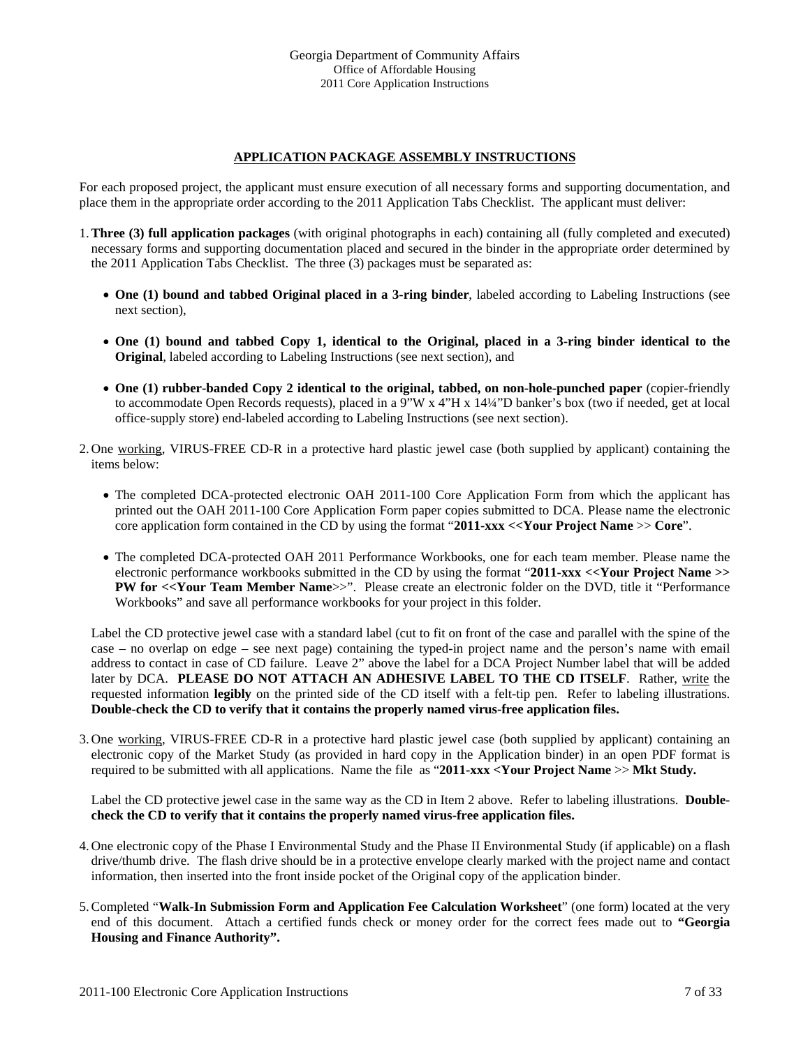## APPLICATION PACKAGE ASSEMBLY INSTRUCTIONS

For each proposed project, the applicant must ensure execution of all necessary forms and supporting documentation, and place them in the appropriate order according to the 2011 Application Tabs Checklist. The applicant must deliver:

1. **Three (3) full application packages** (with original photographs in each) containing all (fully completed and executed) necessary forms and supporting documentation placed and secured in the binder in the appropriate order determined by the 2011 Application Tabs Checklist. The three (3) packages must be separated as:

   - **One (1) bound and tabbed Original placed in a 3-ring binder**, labeled according to Labeling Instructions (see next section),
   - **One (1) bound and tabbed Copy 1, identical to the Original, placed in a 3-ring binder identical to the Original**, labeled according to Labeling Instructions (see next section), and
   - **One (1) rubber-banded Copy 2 identical to the original, tabbed, on non-hole-punched paper** (copier-friendly to accommodate Open Records requests), placed in a 9"W x 4"H x 14¼"D banker's box (two if needed, get at local office-supply store) end-labeled according to Labeling Instructions (see next section).

2. One working, VIRUS-FREE CD-R in a protective hard plastic jewel case (both supplied by applicant) containing the items below:

   - The completed DCA-protected electronic OAH 2011-100 Core Application Form from which the applicant has printed out the OAH 2011-100 Core Application Form paper copies submitted to DCA. Please name the electronic core application form contained in the CD by using the format "**2011-xxx <<Your Project Name** >> **Core**".
   - The completed DCA-protected OAH 2011 Performance Workbooks, one for each team member. Please name the electronic performance workbooks submitted in the CD by using the format "**2011-xxx <<Your Project Name >> PW for <<Your Team Member Name**>>". Please create an electronic folder on the DVD, title it "Performance Workbooks" and save all performance workbooks for your project in this folder.

   Label the CD protective jewel case with a standard label (cut to fit on front of the case and parallel with the spine of the case – no overlap on edge – see next page) containing the typed-in project name and the person's name with email address to contact in case of CD failure. Leave 2" above the label for a DCA Project Number label that will be added later by DCA. **PLEASE DO NOT ATTACH AN ADHESIVE LABEL TO THE CD ITSELF**. Rather, write the requested information **legibly** on the printed side of the CD itself with a felt-tip pen. Refer to labeling illustrations. **Double-check the CD to verify that it contains the properly named virus-free application files.**

3. One working, VIRUS-FREE CD-R in a protective hard plastic jewel case (both supplied by applicant) containing an electronic copy of the Market Study (as provided in hard copy in the Application binder) in an open PDF format is required to be submitted with all applications. Name the file as "**2011-xxx <Your Project Name** >> **Mkt Study.**

   Label the CD protective jewel case in the same way as the CD in Item 2 above. Refer to labeling illustrations. **Double-check the CD to verify that it contains the properly named virus-free application files.**

4. One electronic copy of the Phase I Environmental Study and the Phase II Environmental Study (if applicable) on a flash drive/thumb drive. The flash drive should be in a protective envelope clearly marked with the project name and contact information, then inserted into the front inside pocket of the Original copy of the application binder.

5. Completed "**Walk-In Submission Form and Application Fee Calculation Worksheet**" (one form) located at the very end of this document. Attach a certified funds check or money order for the correct fees made out to **"Georgia Housing and Finance Authority".**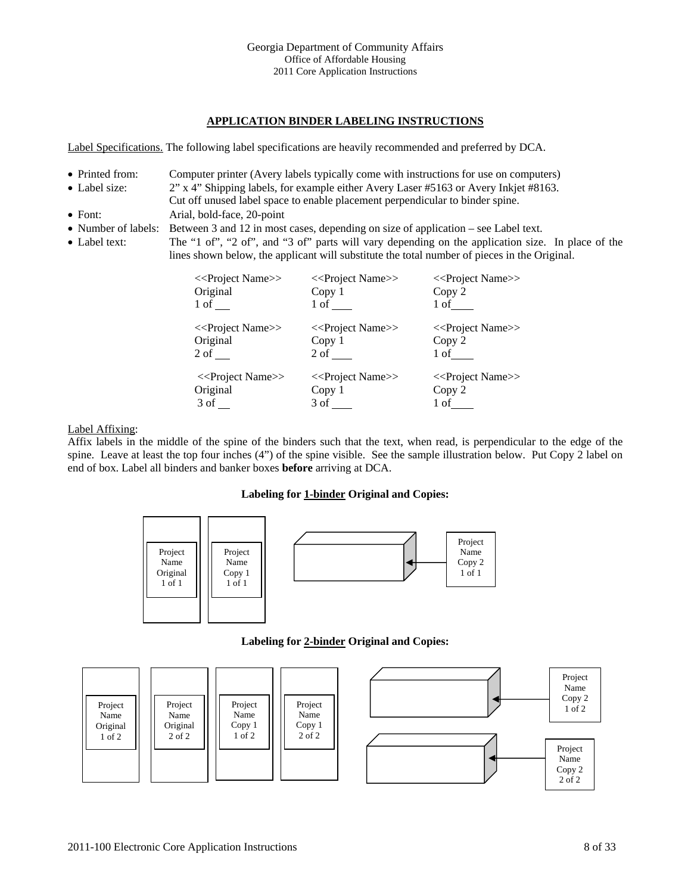## APPLICATION BINDER LABELING INSTRUCTIONS

Label Specifications. The following label specifications are heavily recommended and preferred by DCA.

- Printed from: Computer printer (Avery labels typically come with instructions for use on computers)
- Label size: 2" x 4" Shipping labels, for example either Avery Laser #5163 or Avery Inkjet #8163. Cut off unused label space to enable placement perpendicular to binder spine.
- Font: Arial, bold-face, 20-point
- Number of labels: Between 3 and 12 in most cases, depending on size of application – see Label text.
- Label text: The "1 of", "2 of", and "3 of" parts will vary depending on the application size. In place of the lines shown below, the applicant will substitute the total number of pieces in the Original.

| | | |
|---|---|---|
| <<Project Name>><br>Original<br>1 of ___ | <<Project Name>><br>Copy 1<br>1 of ___ | <<Project Name>><br>Copy 2<br>1 of___ |
| <<Project Name>><br>Original<br>2 of ___ | <<Project Name>><br>Copy 1<br>2 of ___ | <<Project Name>><br>Copy 2<br>1 of___ |
| <<Project Name>><br>Original<br>3 of ___ | <<Project Name>><br>Copy 1<br>3 of ___ | <<Project Name>><br>Copy 2<br>1 of___ |

Label Affixing:
Affix labels in the middle of the spine of the binders such that the text, when read, is perpendicular to the edge of the spine. Leave at least the top four inches (4") of the spine visible. See the sample illustration below. Put Copy 2 label on end of box. Label all binders and banker boxes **before** arriving at DCA.

**Labeling for 1-binder Original and Copies:**

Project Name Original 1 of 1 | Project Name Copy 1 1 of 1 | Project Name Copy 2 1 of 1

**Labeling for 2-binder Original and Copies:**

Project Name Original 1 of 2 | Project Name Original 2 of 2 | Project Name Copy 1 1 of 2 | Project Name Copy 1 2 of 2 | Project Name Copy 2 1 of 2 | Project Name Copy 2 2 of 2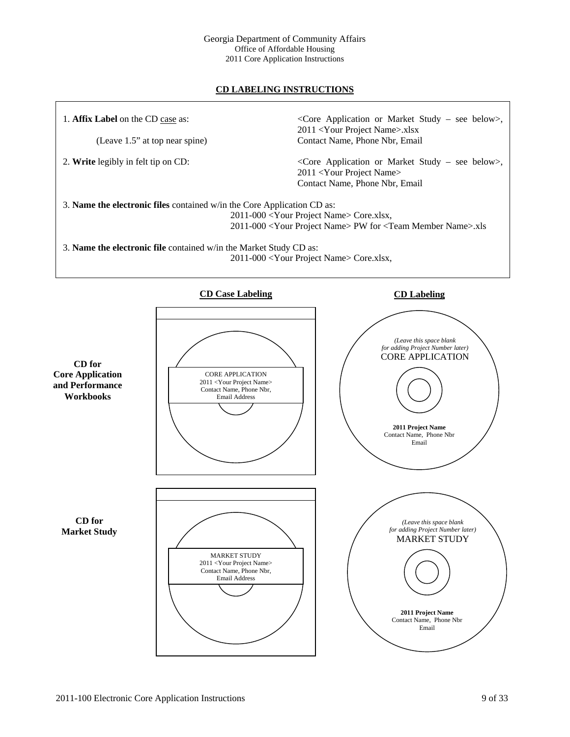## CD LABELING INSTRUCTIONS

1. **Affix Label** on the CD case as: <Core Application or Market Study – see below>, 2011 <Your Project Name>.xlsx, Contact Name, Phone Nbr, Email

   (Leave 1.5" at top near spine)

2. **Write** legibly in felt tip on CD: <Core Application or Market Study – see below>, 2011 <Your Project Name>, Contact Name, Phone Nbr, Email

3. **Name the electronic files** contained w/in the Core Application CD as:
   2011-000 <Your Project Name> Core.xlsx,
   2011-000 <Your Project Name> PW for <Team Member Name>.xls

3. **Name the electronic file** contained w/in the Market Study CD as:
   2011-000 <Your Project Name> Core.xlsx,

**CD Case Labeling** | **CD Labeling**

**CD for Core Application and Performance Workbooks**

CD Case Labeling:

CORE APPLICATION
2011 <Your Project Name>
Contact Name, Phone Nbr,
Email Address

CD Labeling:

*(Leave this space blank for adding Project Number later)*
CORE APPLICATION

**2011 Project Name**
Contact Name, Phone Nbr
Email

**CD for Market Study**

CD Case Labeling:

MARKET STUDY
2011 <Your Project Name>
Contact Name, Phone Nbr,
Email Address

CD Labeling:

*(Leave this space blank for adding Project Number later)*
MARKET STUDY

**2011 Project Name**
Contact Name, Phone Nbr
Email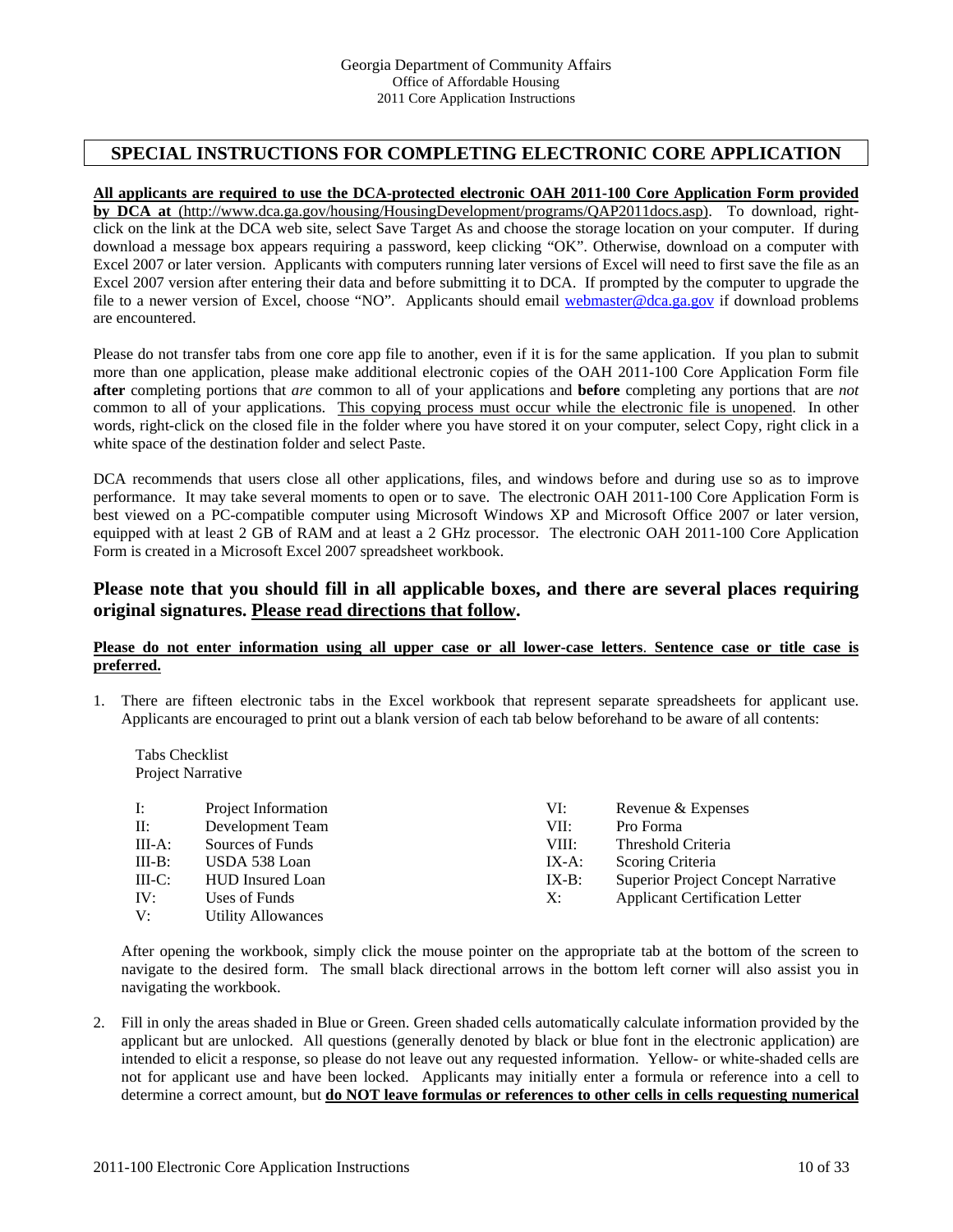## SPECIAL INSTRUCTIONS FOR COMPLETING ELECTRONIC CORE APPLICATION

**All applicants are required to use the DCA-protected electronic OAH 2011-100 Core Application Form provided by DCA at** (http://www.dca.ga.gov/housing/HousingDevelopment/programs/QAP2011docs.asp). To download, right-click on the link at the DCA web site, select Save Target As and choose the storage location on your computer. If during download a message box appears requiring a password, keep clicking "OK". Otherwise, download on a computer with Excel 2007 or later version. Applicants with computers running later versions of Excel will need to first save the file as an Excel 2007 version after entering their data and before submitting it to DCA. If prompted by the computer to upgrade the file to a newer version of Excel, choose "NO". Applicants should email webmaster@dca.ga.gov if download problems are encountered.

Please do not transfer tabs from one core app file to another, even if it is for the same application. If you plan to submit more than one application, please make additional electronic copies of the OAH 2011-100 Core Application Form file **after** completing portions that *are* common to all of your applications and **before** completing any portions that are *not* common to all of your applications. This copying process must occur while the electronic file is unopened. In other words, right-click on the closed file in the folder where you have stored it on your computer, select Copy, right click in a white space of the destination folder and select Paste.

DCA recommends that users close all other applications, files, and windows before and during use so as to improve performance. It may take several moments to open or to save. The electronic OAH 2011-100 Core Application Form is best viewed on a PC-compatible computer using Microsoft Windows XP and Microsoft Office 2007 or later version, equipped with at least 2 GB of RAM and at least a 2 GHz processor. The electronic OAH 2011-100 Core Application Form is created in a Microsoft Excel 2007 spreadsheet workbook.

### Please note that you should fill in all applicable boxes, and there are several places requiring original signatures. Please read directions that follow.

**Please do not enter information using all upper case or all lower-case letters. Sentence case or title case is preferred.**

1. There are fifteen electronic tabs in the Excel workbook that represent separate spreadsheets for applicant use. Applicants are encouraged to print out a blank version of each tab below beforehand to be aware of all contents:

   Tabs Checklist
   Project Narrative

   | | | | |
   |---|---|---|---|
   | I: | Project Information | VI: | Revenue & Expenses |
   | II: | Development Team | VII: | Pro Forma |
   | III-A: | Sources of Funds | VIII: | Threshold Criteria |
   | III-B: | USDA 538 Loan | IX-A: | Scoring Criteria |
   | III-C: | HUD Insured Loan | IX-B: | Superior Project Concept Narrative |
   | IV: | Uses of Funds | X: | Applicant Certification Letter |
   | V: | Utility Allowances | | |

   After opening the workbook, simply click the mouse pointer on the appropriate tab at the bottom of the screen to navigate to the desired form. The small black directional arrows in the bottom left corner will also assist you in navigating the workbook.

2. Fill in only the areas shaded in Blue or Green. Green shaded cells automatically calculate information provided by the applicant but are unlocked. All questions (generally denoted by black or blue font in the electronic application) are intended to elicit a response, so please do not leave out any requested information. Yellow- or white-shaded cells are not for applicant use and have been locked. Applicants may initially enter a formula or reference into a cell to determine a correct amount, but **do NOT leave formulas or references to other cells in cells requesting numerical**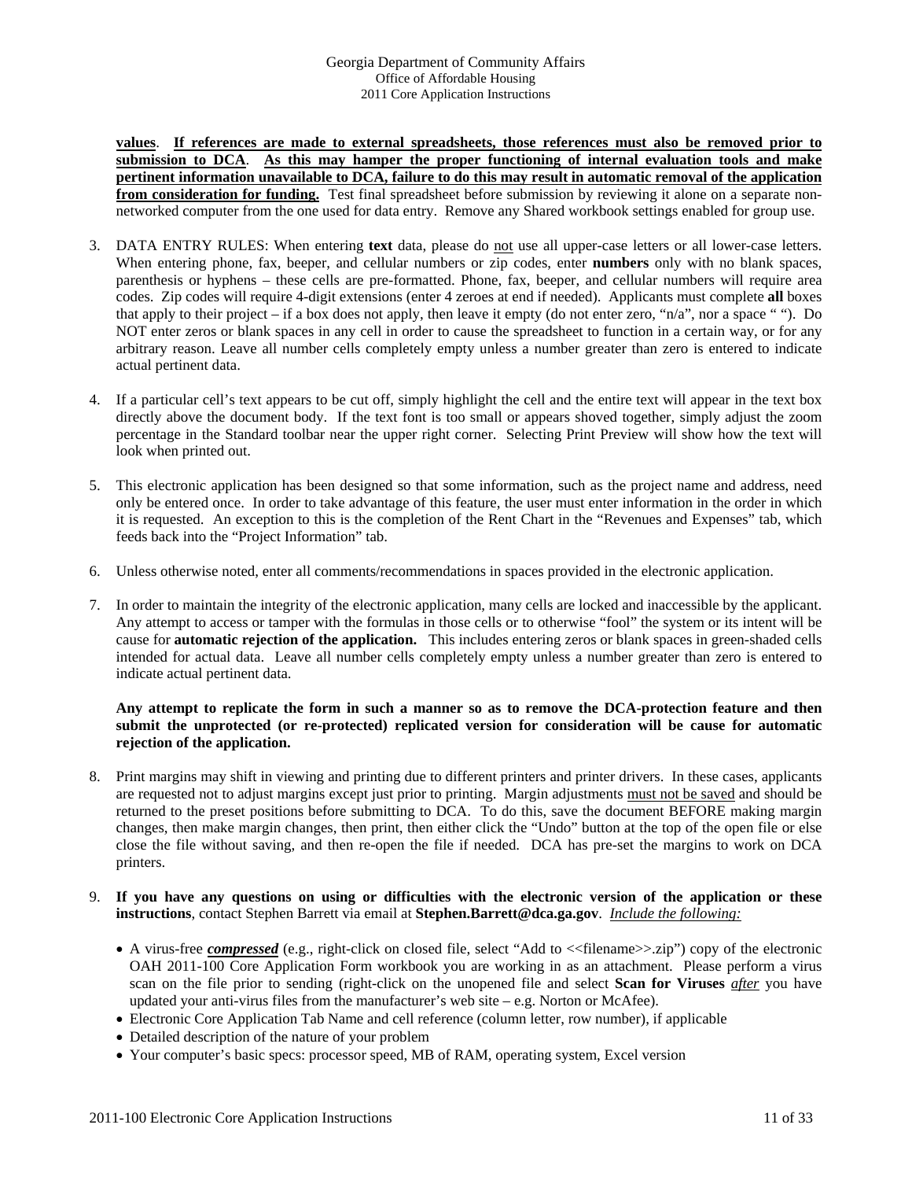**values**. **<u>If references are made to external spreadsheets, those references must also be removed prior to submission to DCA</u>**. **<u>As this may hamper the proper functioning of internal evaluation tools and make pertinent information unavailable to DCA, failure to do this may result in automatic removal of the application from consideration for funding.</u>** Test final spreadsheet before submission by reviewing it alone on a separate non-networked computer from the one used for data entry. Remove any Shared workbook settings enabled for group use.

3. DATA ENTRY RULES: When entering **text** data, please do <u>not</u> use all upper-case letters or all lower-case letters. When entering phone, fax, beeper, and cellular numbers or zip codes, enter **numbers** only with no blank spaces, parenthesis or hyphens – these cells are pre-formatted. Phone, fax, beeper, and cellular numbers will require area codes. Zip codes will require 4-digit extensions (enter 4 zeroes at end if needed). Applicants must complete **all** boxes that apply to their project – if a box does not apply, then leave it empty (do not enter zero, "n/a", nor a space " "). Do NOT enter zeros or blank spaces in any cell in order to cause the spreadsheet to function in a certain way, or for any arbitrary reason. Leave all number cells completely empty unless a number greater than zero is entered to indicate actual pertinent data.

4. If a particular cell's text appears to be cut off, simply highlight the cell and the entire text will appear in the text box directly above the document body. If the text font is too small or appears shoved together, simply adjust the zoom percentage in the Standard toolbar near the upper right corner. Selecting Print Preview will show how the text will look when printed out.

5. This electronic application has been designed so that some information, such as the project name and address, need only be entered once. In order to take advantage of this feature, the user must enter information in the order in which it is requested. An exception to this is the completion of the Rent Chart in the "Revenues and Expenses" tab, which feeds back into the "Project Information" tab.

6. Unless otherwise noted, enter all comments/recommendations in spaces provided in the electronic application.

7. In order to maintain the integrity of the electronic application, many cells are locked and inaccessible by the applicant. Any attempt to access or tamper with the formulas in those cells or to otherwise "fool" the system or its intent will be cause for **automatic rejection of the application.** This includes entering zeros or blank spaces in green-shaded cells intended for actual data. Leave all number cells completely empty unless a number greater than zero is entered to indicate actual pertinent data.

   **Any attempt to replicate the form in such a manner so as to remove the DCA-protection feature and then submit the unprotected (or re-protected) replicated version for consideration will be cause for automatic rejection of the application.**

8. Print margins may shift in viewing and printing due to different printers and printer drivers. In these cases, applicants are requested not to adjust margins except just prior to printing. Margin adjustments <u>must not be saved</u> and should be returned to the preset positions before submitting to DCA. To do this, save the document BEFORE making margin changes, then make margin changes, then print, then either click the "Undo" button at the top of the open file or else close the file without saving, and then re-open the file if needed. DCA has pre-set the margins to work on DCA printers.

9. **If you have any questions on using or difficulties with the electronic version of the application or these instructions**, contact Stephen Barrett via email at **Stephen.Barrett@dca.ga.gov**. *<u>Include the following:</u>*

   - A virus-free ***<u>compressed</u>*** (e.g., right-click on closed file, select "Add to <<filename>>.zip") copy of the electronic OAH 2011-100 Core Application Form workbook you are working in as an attachment. Please perform a virus scan on the file prior to sending (right-click on the unopened file and select **Scan for Viruses** *<u>after</u>* you have updated your anti-virus files from the manufacturer's web site – e.g. Norton or McAfee).
   - Electronic Core Application Tab Name and cell reference (column letter, row number), if applicable
   - Detailed description of the nature of your problem
   - Your computer's basic specs: processor speed, MB of RAM, operating system, Excel version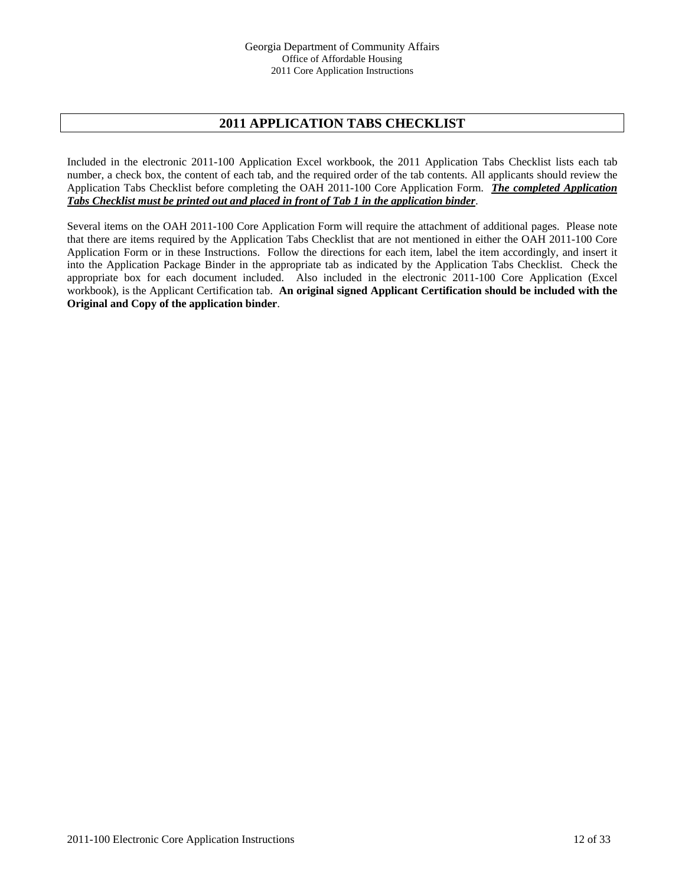## 2011 APPLICATION TABS CHECKLIST

Included in the electronic 2011-100 Application Excel workbook, the 2011 Application Tabs Checklist lists each tab number, a check box, the content of each tab, and the required order of the tab contents. All applicants should review the Application Tabs Checklist before completing the OAH 2011-100 Core Application Form. ***The completed Application Tabs Checklist must be printed out and placed in front of Tab 1 in the application binder***.

Several items on the OAH 2011-100 Core Application Form will require the attachment of additional pages. Please note that there are items required by the Application Tabs Checklist that are not mentioned in either the OAH 2011-100 Core Application Form or in these Instructions. Follow the directions for each item, label the item accordingly, and insert it into the Application Package Binder in the appropriate tab as indicated by the Application Tabs Checklist. Check the appropriate box for each document included. Also included in the electronic 2011-100 Core Application (Excel workbook), is the Applicant Certification tab. **An original signed Applicant Certification should be included with the Original and Copy of the application binder**.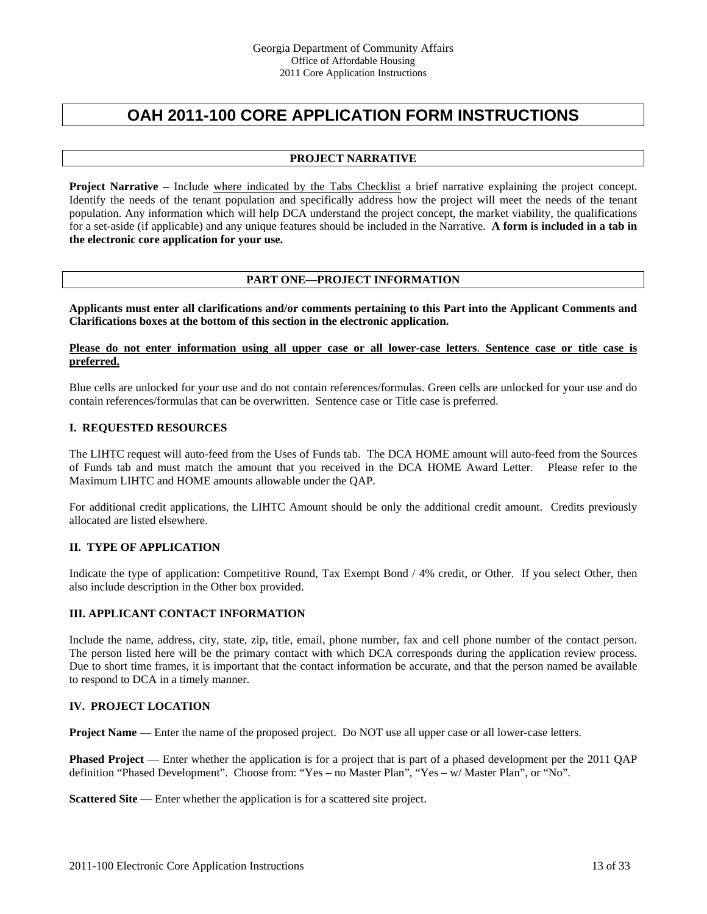# OAH 2011-100 CORE APPLICATION FORM INSTRUCTIONS

## PROJECT NARRATIVE

**Project Narrative** – Include <u>where indicated by the Tabs Checklist</u> a brief narrative explaining the project concept. Identify the needs of the tenant population and specifically address how the project will meet the needs of the tenant population. Any information which will help DCA understand the project concept, the market viability, the qualifications for a set-aside (if applicable) and any unique features should be included in the Narrative. **A form is included in a tab in the electronic core application for your use.**

## PART ONE—PROJECT INFORMATION

**Applicants must enter all clarifications and/or comments pertaining to this Part into the Applicant Comments and Clarifications boxes at the bottom of this section in the electronic application.**

**<u>Please do not enter information using all upper case or all lower-case letters</u>. <u>Sentence case or title case is preferred.</u>**

Blue cells are unlocked for your use and do not contain references/formulas. Green cells are unlocked for your use and do contain references/formulas that can be overwritten. Sentence case or Title case is preferred.

### I. REQUESTED RESOURCES

The LIHTC request will auto-feed from the Uses of Funds tab. The DCA HOME amount will auto-feed from the Sources of Funds tab and must match the amount that you received in the DCA HOME Award Letter. Please refer to the Maximum LIHTC and HOME amounts allowable under the QAP.

For additional credit applications, the LIHTC Amount should be only the additional credit amount. Credits previously allocated are listed elsewhere.

### II. TYPE OF APPLICATION

Indicate the type of application: Competitive Round, Tax Exempt Bond / 4% credit, or Other. If you select Other, then also include description in the Other box provided.

### III. APPLICANT CONTACT INFORMATION

Include the name, address, city, state, zip, title, email, phone number, fax and cell phone number of the contact person. The person listed here will be the primary contact with which DCA corresponds during the application review process. Due to short time frames, it is important that the contact information be accurate, and that the person named be available to respond to DCA in a timely manner.

### IV. PROJECT LOCATION

**Project Name** — Enter the name of the proposed project. Do NOT use all upper case or all lower-case letters.

**Phased Project** — Enter whether the application is for a project that is part of a phased development per the 2011 QAP definition "Phased Development". Choose from: "Yes – no Master Plan", "Yes – w/ Master Plan", or "No".

**Scattered Site** — Enter whether the application is for a scattered site project.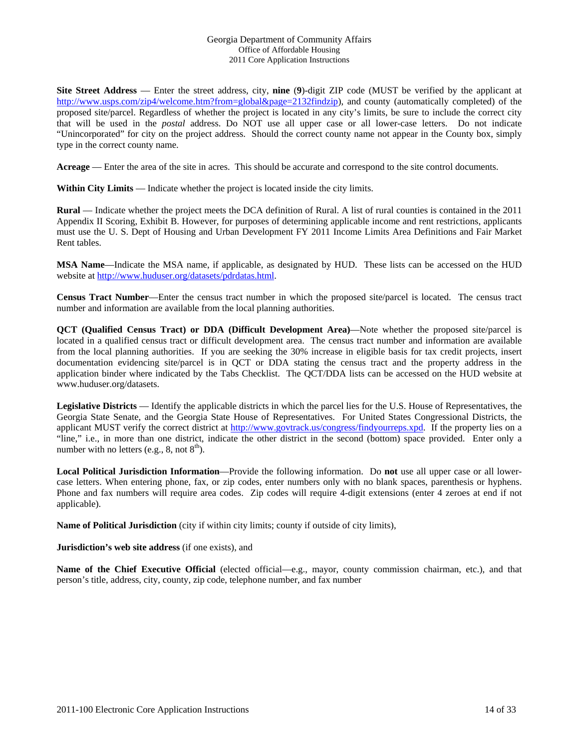**Site Street Address** — Enter the street address, city, **nine** (**9**)-digit ZIP code (MUST be verified by the applicant at http://www.usps.com/zip4/welcome.htm?from=global&page=2132findzip), and county (automatically completed) of the proposed site/parcel. Regardless of whether the project is located in any city's limits, be sure to include the correct city that will be used in the *postal* address. Do NOT use all upper case or all lower-case letters. Do not indicate "Unincorporated" for city on the project address. Should the correct county name not appear in the County box, simply type in the correct county name.

**Acreage** — Enter the area of the site in acres. This should be accurate and correspond to the site control documents.

**Within City Limits** — Indicate whether the project is located inside the city limits.

**Rural** — Indicate whether the project meets the DCA definition of Rural. A list of rural counties is contained in the 2011 Appendix II Scoring, Exhibit B. However, for purposes of determining applicable income and rent restrictions, applicants must use the U. S. Dept of Housing and Urban Development FY 2011 Income Limits Area Definitions and Fair Market Rent tables.

**MSA Name**—Indicate the MSA name, if applicable, as designated by HUD. These lists can be accessed on the HUD website at http://www.huduser.org/datasets/pdrdatas.html.

**Census Tract Number**—Enter the census tract number in which the proposed site/parcel is located. The census tract number and information are available from the local planning authorities.

**QCT (Qualified Census Tract) or DDA (Difficult Development Area)**—Note whether the proposed site/parcel is located in a qualified census tract or difficult development area. The census tract number and information are available from the local planning authorities. If you are seeking the 30% increase in eligible basis for tax credit projects, insert documentation evidencing site/parcel is in QCT or DDA stating the census tract and the property address in the application binder where indicated by the Tabs Checklist. The QCT/DDA lists can be accessed on the HUD website at www.huduser.org/datasets.

**Legislative Districts** — Identify the applicable districts in which the parcel lies for the U.S. House of Representatives, the Georgia State Senate, and the Georgia State House of Representatives. For United States Congressional Districts, the applicant MUST verify the correct district at http://www.govtrack.us/congress/findyourreps.xpd. If the property lies on a "line," i.e., in more than one district, indicate the other district in the second (bottom) space provided. Enter only a number with no letters (e.g., 8, not 8th).

**Local Political Jurisdiction Information**—Provide the following information. Do **not** use all upper case or all lower-case letters. When entering phone, fax, or zip codes, enter numbers only with no blank spaces, parenthesis or hyphens. Phone and fax numbers will require area codes. Zip codes will require 4-digit extensions (enter 4 zeroes at end if not applicable).

**Name of Political Jurisdiction** (city if within city limits; county if outside of city limits),

**Jurisdiction's web site address** (if one exists), and

**Name of the Chief Executive Official** (elected official—e.g., mayor, county commission chairman, etc.), and that person's title, address, city, county, zip code, telephone number, and fax number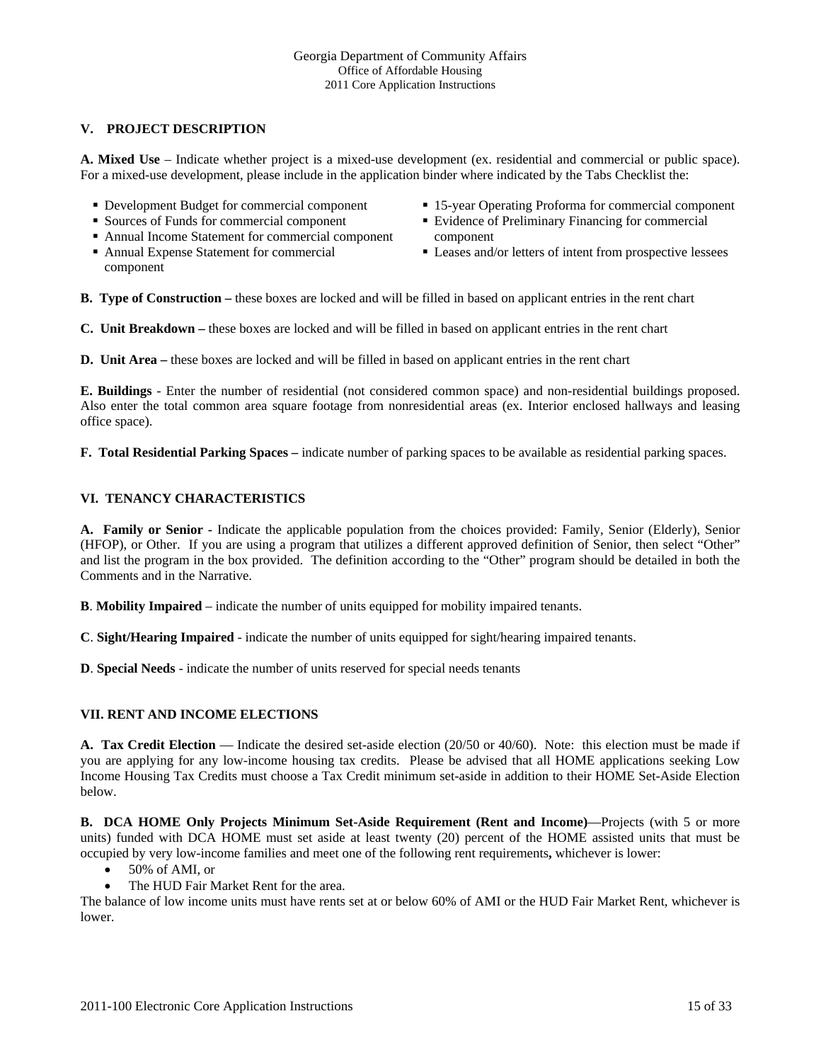## V. PROJECT DESCRIPTION

**A. Mixed Use** – Indicate whether project is a mixed-use development (ex. residential and commercial or public space). For a mixed-use development, please include in the application binder where indicated by the Tabs Checklist the:

- Development Budget for commercial component
- Sources of Funds for commercial component
- Annual Income Statement for commercial component
- Annual Expense Statement for commercial component
- 15-year Operating Proforma for commercial component
- Evidence of Preliminary Financing for commercial component
- Leases and/or letters of intent from prospective lessees

**B. Type of Construction –** these boxes are locked and will be filled in based on applicant entries in the rent chart

**C. Unit Breakdown –** these boxes are locked and will be filled in based on applicant entries in the rent chart

**D. Unit Area –** these boxes are locked and will be filled in based on applicant entries in the rent chart

**E. Buildings** - Enter the number of residential (not considered common space) and non-residential buildings proposed. Also enter the total common area square footage from nonresidential areas (ex. Interior enclosed hallways and leasing office space).

**F. Total Residential Parking Spaces –** indicate number of parking spaces to be available as residential parking spaces.

## VI. TENANCY CHARACTERISTICS

**A. Family or Senior -** Indicate the applicable population from the choices provided: Family, Senior (Elderly), Senior (HFOP), or Other. If you are using a program that utilizes a different approved definition of Senior, then select "Other" and list the program in the box provided. The definition according to the "Other" program should be detailed in both the Comments and in the Narrative.

**B**. **Mobility Impaired** – indicate the number of units equipped for mobility impaired tenants.

**C**. **Sight/Hearing Impaired** - indicate the number of units equipped for sight/hearing impaired tenants.

**D**. **Special Needs** - indicate the number of units reserved for special needs tenants

## VII. RENT AND INCOME ELECTIONS

**A. Tax Credit Election** — Indicate the desired set-aside election (20/50 or 40/60). Note: this election must be made if you are applying for any low-income housing tax credits. Please be advised that all HOME applications seeking Low Income Housing Tax Credits must choose a Tax Credit minimum set-aside in addition to their HOME Set-Aside Election below.

**B. DCA HOME Only Projects Minimum Set-Aside Requirement (Rent and Income)**—Projects (with 5 or more units) funded with DCA HOME must set aside at least twenty (20) percent of the HOME assisted units that must be occupied by very low-income families and meet one of the following rent requirements**,** whichever is lower:

- 50% of AMI, or
- The HUD Fair Market Rent for the area.

The balance of low income units must have rents set at or below 60% of AMI or the HUD Fair Market Rent, whichever is lower.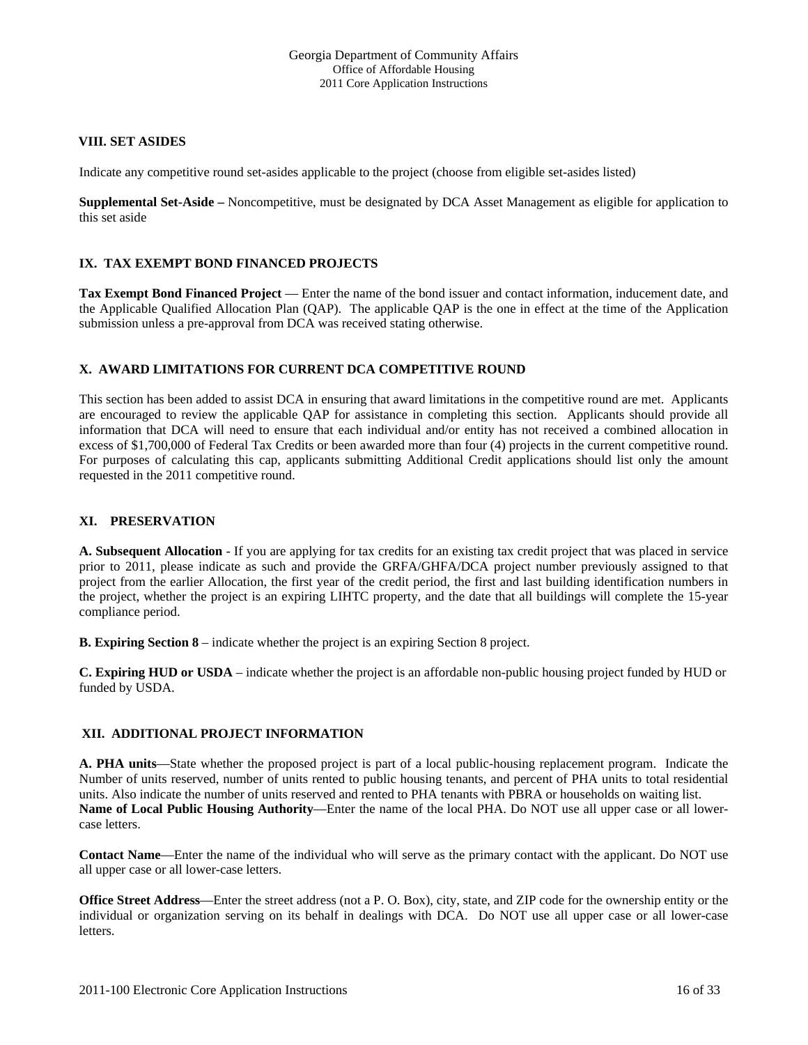## VIII. SET ASIDES

Indicate any competitive round set-asides applicable to the project (choose from eligible set-asides listed)

**Supplemental Set-Aside –** Noncompetitive, must be designated by DCA Asset Management as eligible for application to this set aside

## IX. TAX EXEMPT BOND FINANCED PROJECTS

**Tax Exempt Bond Financed Project** — Enter the name of the bond issuer and contact information, inducement date, and the Applicable Qualified Allocation Plan (QAP). The applicable QAP is the one in effect at the time of the Application submission unless a pre-approval from DCA was received stating otherwise.

## X. AWARD LIMITATIONS FOR CURRENT DCA COMPETITIVE ROUND

This section has been added to assist DCA in ensuring that award limitations in the competitive round are met. Applicants are encouraged to review the applicable QAP for assistance in completing this section. Applicants should provide all information that DCA will need to ensure that each individual and/or entity has not received a combined allocation in excess of $1,700,000 of Federal Tax Credits or been awarded more than four (4) projects in the current competitive round. For purposes of calculating this cap, applicants submitting Additional Credit applications should list only the amount requested in the 2011 competitive round.

## XI. PRESERVATION

**A. Subsequent Allocation** - If you are applying for tax credits for an existing tax credit project that was placed in service prior to 2011, please indicate as such and provide the GRFA/GHFA/DCA project number previously assigned to that project from the earlier Allocation, the first year of the credit period, the first and last building identification numbers in the project, whether the project is an expiring LIHTC property, and the date that all buildings will complete the 15-year compliance period.

**B. Expiring Section 8** – indicate whether the project is an expiring Section 8 project.

**C. Expiring HUD or USDA** – indicate whether the project is an affordable non-public housing project funded by HUD or funded by USDA.

## XII. ADDITIONAL PROJECT INFORMATION

**A. PHA units**—State whether the proposed project is part of a local public-housing replacement program. Indicate the Number of units reserved, number of units rented to public housing tenants, and percent of PHA units to total residential units. Also indicate the number of units reserved and rented to PHA tenants with PBRA or households on waiting list.
**Name of Local Public Housing Authority**—Enter the name of the local PHA. Do NOT use all upper case or all lower-case letters.

**Contact Name**—Enter the name of the individual who will serve as the primary contact with the applicant. Do NOT use all upper case or all lower-case letters.

**Office Street Address**—Enter the street address (not a P. O. Box), city, state, and ZIP code for the ownership entity or the individual or organization serving on its behalf in dealings with DCA. Do NOT use all upper case or all lower-case letters.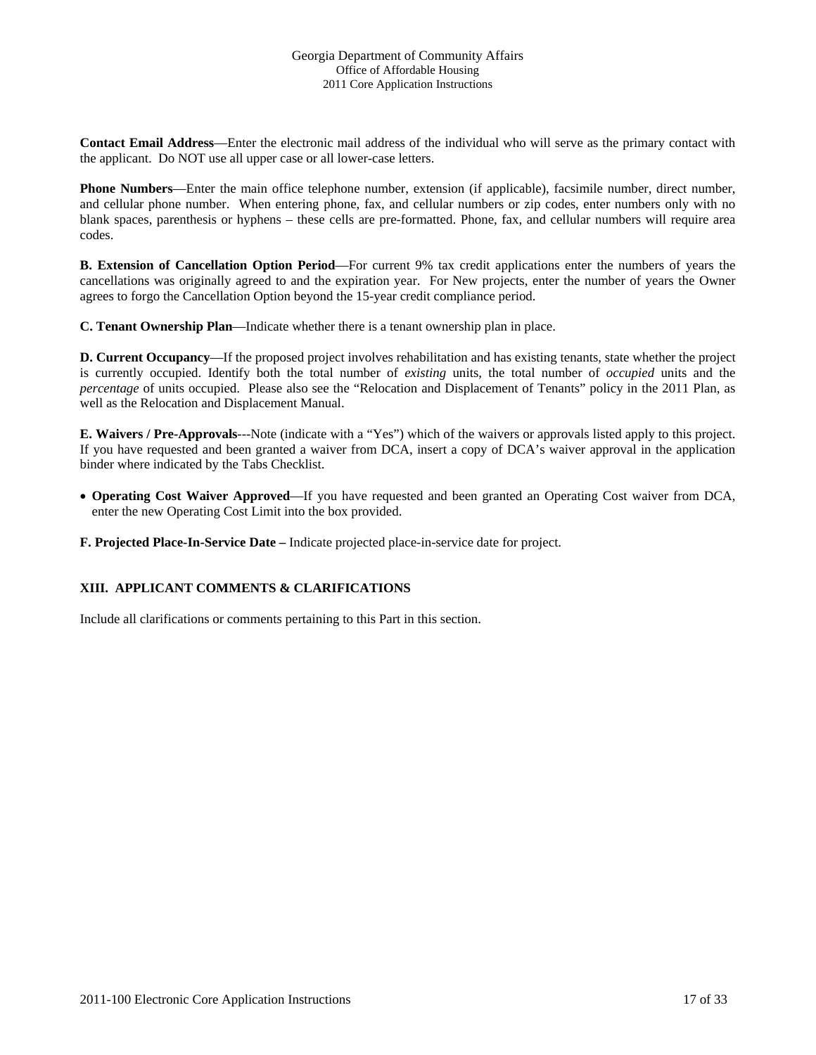**Contact Email Address**—Enter the electronic mail address of the individual who will serve as the primary contact with the applicant. Do NOT use all upper case or all lower-case letters.

**Phone Numbers**—Enter the main office telephone number, extension (if applicable), facsimile number, direct number, and cellular phone number. When entering phone, fax, and cellular numbers or zip codes, enter numbers only with no blank spaces, parenthesis or hyphens – these cells are pre-formatted. Phone, fax, and cellular numbers will require area codes.

**B. Extension of Cancellation Option Period**—For current 9% tax credit applications enter the numbers of years the cancellations was originally agreed to and the expiration year. For New projects, enter the number of years the Owner agrees to forgo the Cancellation Option beyond the 15-year credit compliance period.

**C. Tenant Ownership Plan**—Indicate whether there is a tenant ownership plan in place.

**D. Current Occupancy**—If the proposed project involves rehabilitation and has existing tenants, state whether the project is currently occupied. Identify both the total number of *existing* units, the total number of *occupied* units and the *percentage* of units occupied. Please also see the "Relocation and Displacement of Tenants" policy in the 2011 Plan, as well as the Relocation and Displacement Manual.

**E. Waivers / Pre-Approvals**---Note (indicate with a "Yes") which of the waivers or approvals listed apply to this project. If you have requested and been granted a waiver from DCA, insert a copy of DCA's waiver approval in the application binder where indicated by the Tabs Checklist.

- **Operating Cost Waiver Approved**—If you have requested and been granted an Operating Cost waiver from DCA, enter the new Operating Cost Limit into the box provided.

**F. Projected Place-In-Service Date –** Indicate projected place-in-service date for project.

## XIII. APPLICANT COMMENTS & CLARIFICATIONS

Include all clarifications or comments pertaining to this Part in this section.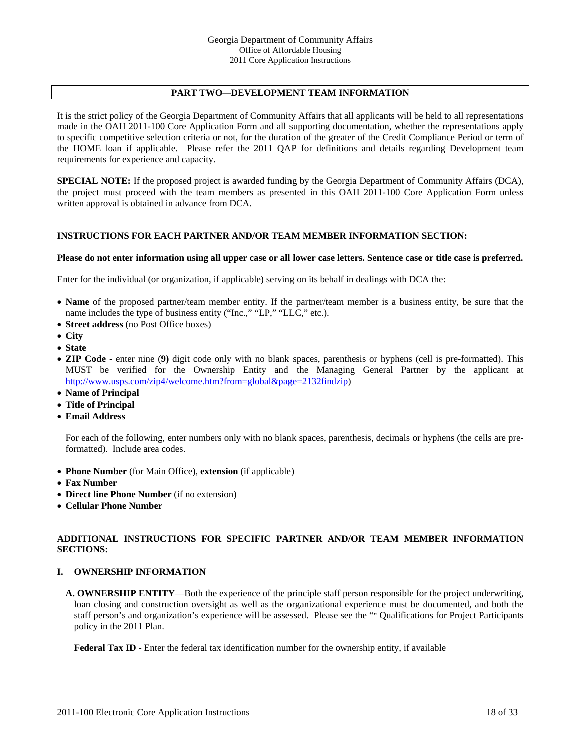## PART TWO—DEVELOPMENT TEAM INFORMATION

It is the strict policy of the Georgia Department of Community Affairs that all applicants will be held to all representations made in the OAH 2011-100 Core Application Form and all supporting documentation, whether the representations apply to specific competitive selection criteria or not, for the duration of the greater of the Credit Compliance Period or term of the HOME loan if applicable. Please refer the 2011 QAP for definitions and details regarding Development team requirements for experience and capacity.

**SPECIAL NOTE:** If the proposed project is awarded funding by the Georgia Department of Community Affairs (DCA), the project must proceed with the team members as presented in this OAH 2011-100 Core Application Form unless written approval is obtained in advance from DCA.

### INSTRUCTIONS FOR EACH PARTNER AND/OR TEAM MEMBER INFORMATION SECTION:

**Please do not enter information using all upper case or all lower case letters. Sentence case or title case is preferred.**

Enter for the individual (or organization, if applicable) serving on its behalf in dealings with DCA the:

- **Name** of the proposed partner/team member entity. If the partner/team member is a business entity, be sure that the name includes the type of business entity ("Inc.," "LP," "LLC," etc.).
- **Street address** (no Post Office boxes)
- **City**
- **State**
- **ZIP Code** - enter nine (**9)** digit code only with no blank spaces, parenthesis or hyphens (cell is pre-formatted). This MUST be verified for the Ownership Entity and the Managing General Partner by the applicant at http://www.usps.com/zip4/welcome.htm?from=global&page=2132findzip)
- **Name of Principal**
- **Title of Principal**
- **Email Address**

  For each of the following, enter numbers only with no blank spaces, parenthesis, decimals or hyphens (the cells are pre-formatted). Include area codes.

- **Phone Number** (for Main Office), **extension** (if applicable)
- **Fax Number**
- **Direct line Phone Number** (if no extension)
- **Cellular Phone Number**

### ADDITIONAL INSTRUCTIONS FOR SPECIFIC PARTNER AND/OR TEAM MEMBER INFORMATION SECTIONS:

#### I. OWNERSHIP INFORMATION

**A. OWNERSHIP ENTITY**—Both the experience of the principle staff person responsible for the project underwriting, loan closing and construction oversight as well as the organizational experience must be documented, and both the staff person's and organization's experience will be assessed. Please see the "" Qualifications for Project Participants policy in the 2011 Plan.

**Federal Tax ID -** Enter the federal tax identification number for the ownership entity, if available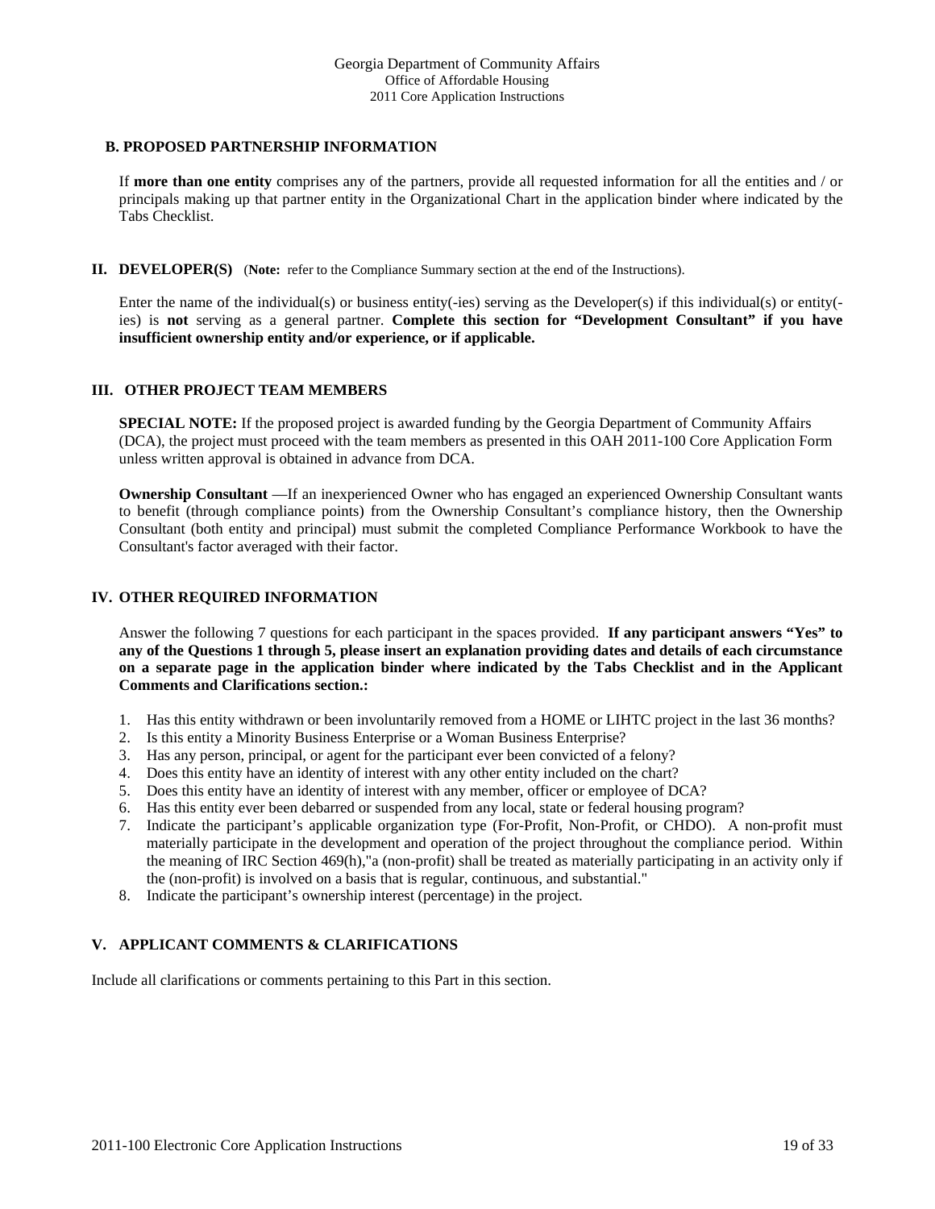### B. PROPOSED PARTNERSHIP INFORMATION

If **more than one entity** comprises any of the partners, provide all requested information for all the entities and / or principals making up that partner entity in the Organizational Chart in the application binder where indicated by the Tabs Checklist.

## II. DEVELOPER(S) (**Note:** refer to the Compliance Summary section at the end of the Instructions).

Enter the name of the individual(s) or business entity(-ies) serving as the Developer(s) if this individual(s) or entity(-ies) is **not** serving as a general partner. **Complete this section for "Development Consultant" if you have insufficient ownership entity and/or experience, or if applicable.**

## III. OTHER PROJECT TEAM MEMBERS

**SPECIAL NOTE:** If the proposed project is awarded funding by the Georgia Department of Community Affairs (DCA), the project must proceed with the team members as presented in this OAH 2011-100 Core Application Form unless written approval is obtained in advance from DCA.

**Ownership Consultant** —If an inexperienced Owner who has engaged an experienced Ownership Consultant wants to benefit (through compliance points) from the Ownership Consultant's compliance history, then the Ownership Consultant (both entity and principal) must submit the completed Compliance Performance Workbook to have the Consultant's factor averaged with their factor.

## IV. OTHER REQUIRED INFORMATION

Answer the following 7 questions for each participant in the spaces provided. **If any participant answers "Yes" to any of the Questions 1 through 5, please insert an explanation providing dates and details of each circumstance on a separate page in the application binder where indicated by the Tabs Checklist and in the Applicant Comments and Clarifications section.:**

1. Has this entity withdrawn or been involuntarily removed from a HOME or LIHTC project in the last 36 months?
2. Is this entity a Minority Business Enterprise or a Woman Business Enterprise?
3. Has any person, principal, or agent for the participant ever been convicted of a felony?
4. Does this entity have an identity of interest with any other entity included on the chart?
5. Does this entity have an identity of interest with any member, officer or employee of DCA?
6. Has this entity ever been debarred or suspended from any local, state or federal housing program?
7. Indicate the participant's applicable organization type (For-Profit, Non-Profit, or CHDO). A non-profit must materially participate in the development and operation of the project throughout the compliance period. Within the meaning of IRC Section 469(h),"a (non-profit) shall be treated as materially participating in an activity only if the (non-profit) is involved on a basis that is regular, continuous, and substantial."
8. Indicate the participant's ownership interest (percentage) in the project.

## V. APPLICANT COMMENTS & CLARIFICATIONS

Include all clarifications or comments pertaining to this Part in this section.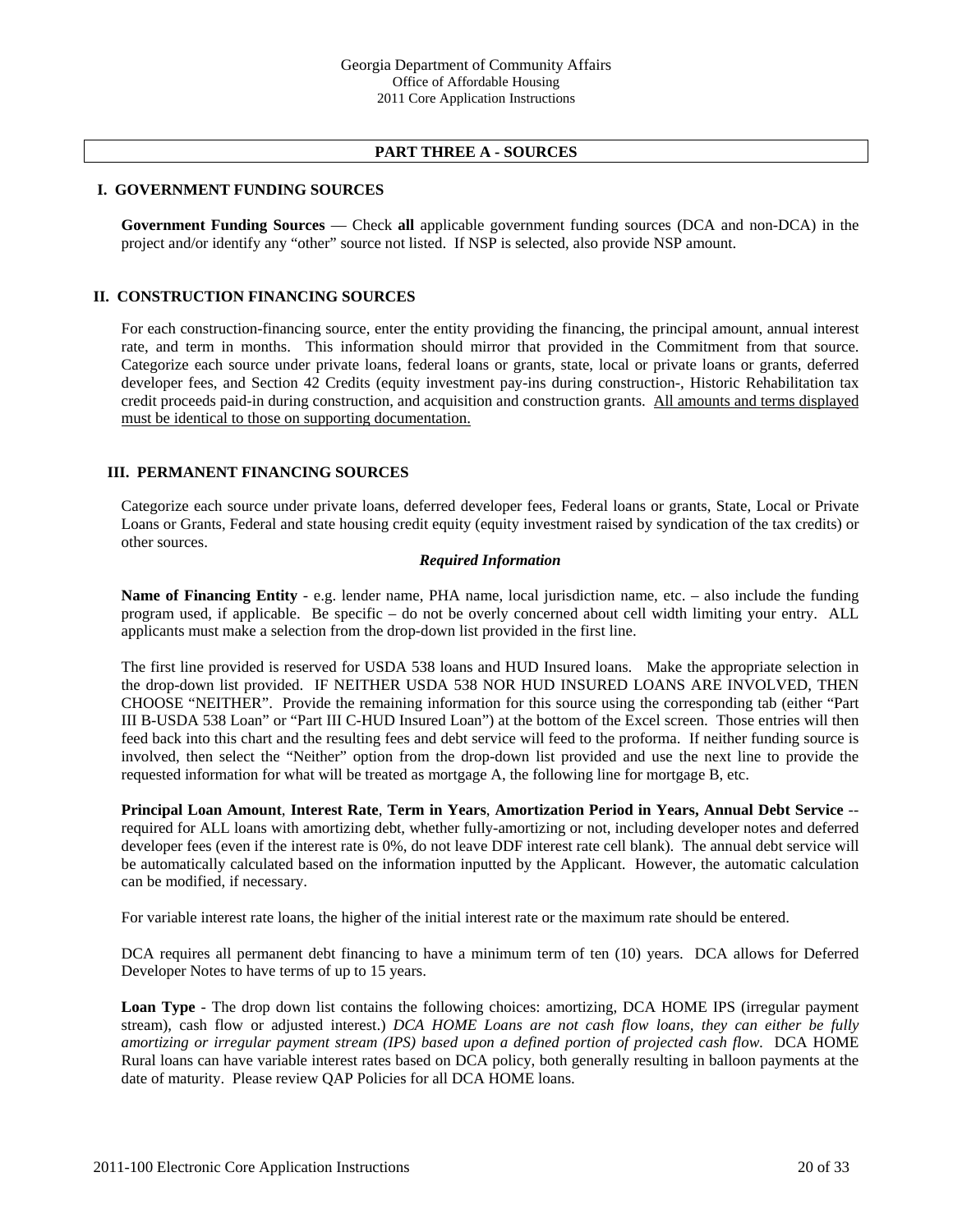## PART THREE A - SOURCES

### I. GOVERNMENT FUNDING SOURCES

**Government Funding Sources** — Check **all** applicable government funding sources (DCA and non-DCA) in the project and/or identify any "other" source not listed. If NSP is selected, also provide NSP amount.

### II. CONSTRUCTION FINANCING SOURCES

For each construction-financing source, enter the entity providing the financing, the principal amount, annual interest rate, and term in months. This information should mirror that provided in the Commitment from that source. Categorize each source under private loans, federal loans or grants, state, local or private loans or grants, deferred developer fees, and Section 42 Credits (equity investment pay-ins during construction-, Historic Rehabilitation tax credit proceeds paid-in during construction, and acquisition and construction grants. <u>All amounts and terms displayed must be identical to those on supporting documentation.</u>

### III. PERMANENT FINANCING SOURCES

Categorize each source under private loans, deferred developer fees, Federal loans or grants, State, Local or Private Loans or Grants, Federal and state housing credit equity (equity investment raised by syndication of the tax credits) or other sources.

***Required Information***

**Name of Financing Entity** - e.g. lender name, PHA name, local jurisdiction name, etc. – also include the funding program used, if applicable. Be specific – do not be overly concerned about cell width limiting your entry. ALL applicants must make a selection from the drop-down list provided in the first line.

The first line provided is reserved for USDA 538 loans and HUD Insured loans. Make the appropriate selection in the drop-down list provided. IF NEITHER USDA 538 NOR HUD INSURED LOANS ARE INVOLVED, THEN CHOOSE "NEITHER". Provide the remaining information for this source using the corresponding tab (either "Part III B-USDA 538 Loan" or "Part III C-HUD Insured Loan") at the bottom of the Excel screen. Those entries will then feed back into this chart and the resulting fees and debt service will feed to the proforma. If neither funding source is involved, then select the "Neither" option from the drop-down list provided and use the next line to provide the requested information for what will be treated as mortgage A, the following line for mortgage B, etc.

**Principal Loan Amount**, **Interest Rate**, **Term in Years**, **Amortization Period in Years, Annual Debt Service** -- required for ALL loans with amortizing debt, whether fully-amortizing or not, including developer notes and deferred developer fees (even if the interest rate is 0%, do not leave DDF interest rate cell blank). The annual debt service will be automatically calculated based on the information inputted by the Applicant. However, the automatic calculation can be modified, if necessary.

For variable interest rate loans, the higher of the initial interest rate or the maximum rate should be entered.

DCA requires all permanent debt financing to have a minimum term of ten (10) years. DCA allows for Deferred Developer Notes to have terms of up to 15 years.

**Loan Type** - The drop down list contains the following choices: amortizing, DCA HOME IPS (irregular payment stream), cash flow or adjusted interest.) *DCA HOME Loans are not cash flow loans, they can either be fully amortizing or irregular payment stream (IPS) based upon a defined portion of projected cash flow.* DCA HOME Rural loans can have variable interest rates based on DCA policy, both generally resulting in balloon payments at the date of maturity. Please review QAP Policies for all DCA HOME loans.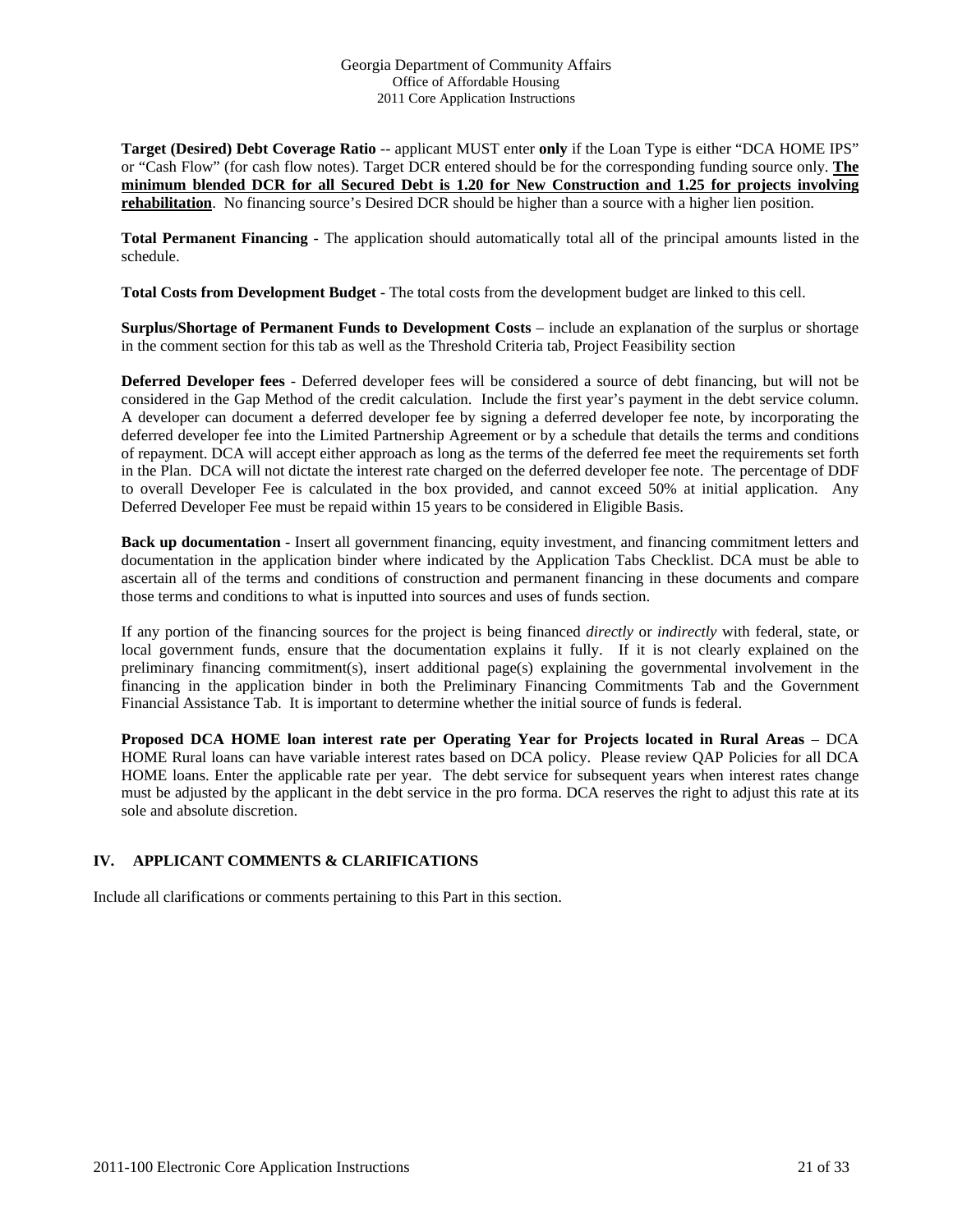**Target (Desired) Debt Coverage Ratio** -- applicant MUST enter **only** if the Loan Type is either "DCA HOME IPS" or "Cash Flow" (for cash flow notes). Target DCR entered should be for the corresponding funding source only. **<u>The minimum blended DCR for all Secured Debt is 1.20 for New Construction and 1.25 for projects involving rehabilitation</u>**. No financing source's Desired DCR should be higher than a source with a higher lien position.

**Total Permanent Financing** - The application should automatically total all of the principal amounts listed in the schedule.

**Total Costs from Development Budget** - The total costs from the development budget are linked to this cell.

**Surplus/Shortage of Permanent Funds to Development Costs** – include an explanation of the surplus or shortage in the comment section for this tab as well as the Threshold Criteria tab, Project Feasibility section

**Deferred Developer fees** - Deferred developer fees will be considered a source of debt financing, but will not be considered in the Gap Method of the credit calculation. Include the first year's payment in the debt service column. A developer can document a deferred developer fee by signing a deferred developer fee note, by incorporating the deferred developer fee into the Limited Partnership Agreement or by a schedule that details the terms and conditions of repayment. DCA will accept either approach as long as the terms of the deferred fee meet the requirements set forth in the Plan. DCA will not dictate the interest rate charged on the deferred developer fee note. The percentage of DDF to overall Developer Fee is calculated in the box provided, and cannot exceed 50% at initial application. Any Deferred Developer Fee must be repaid within 15 years to be considered in Eligible Basis.

**Back up documentation** - Insert all government financing, equity investment, and financing commitment letters and documentation in the application binder where indicated by the Application Tabs Checklist. DCA must be able to ascertain all of the terms and conditions of construction and permanent financing in these documents and compare those terms and conditions to what is inputted into sources and uses of funds section.

If any portion of the financing sources for the project is being financed *directly* or *indirectly* with federal, state, or local government funds, ensure that the documentation explains it fully. If it is not clearly explained on the preliminary financing commitment(s), insert additional page(s) explaining the governmental involvement in the financing in the application binder in both the Preliminary Financing Commitments Tab and the Government Financial Assistance Tab. It is important to determine whether the initial source of funds is federal.

**Proposed DCA HOME loan interest rate per Operating Year for Projects located in Rural Areas** – DCA HOME Rural loans can have variable interest rates based on DCA policy. Please review QAP Policies for all DCA HOME loans. Enter the applicable rate per year. The debt service for subsequent years when interest rates change must be adjusted by the applicant in the debt service in the pro forma. DCA reserves the right to adjust this rate at its sole and absolute discretion.

## IV. APPLICANT COMMENTS & CLARIFICATIONS

Include all clarifications or comments pertaining to this Part in this section.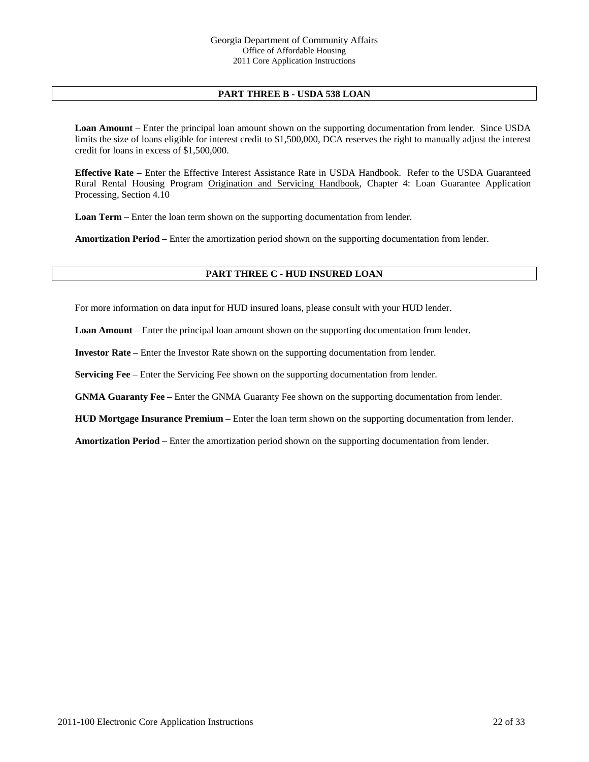## PART THREE B - USDA 538 LOAN

**Loan Amount** – Enter the principal loan amount shown on the supporting documentation from lender. Since USDA limits the size of loans eligible for interest credit to $1,500,000, DCA reserves the right to manually adjust the interest credit for loans in excess of $1,500,000.

**Effective Rate** – Enter the Effective Interest Assistance Rate in USDA Handbook. Refer to the USDA Guaranteed Rural Rental Housing Program Origination and Servicing Handbook, Chapter 4: Loan Guarantee Application Processing, Section 4.10

**Loan Term** – Enter the loan term shown on the supporting documentation from lender.

**Amortization Period** – Enter the amortization period shown on the supporting documentation from lender.

## PART THREE C - HUD INSURED LOAN

For more information on data input for HUD insured loans, please consult with your HUD lender.

**Loan Amount** – Enter the principal loan amount shown on the supporting documentation from lender.

**Investor Rate** – Enter the Investor Rate shown on the supporting documentation from lender.

**Servicing Fee** – Enter the Servicing Fee shown on the supporting documentation from lender.

**GNMA Guaranty Fee** – Enter the GNMA Guaranty Fee shown on the supporting documentation from lender.

**HUD Mortgage Insurance Premium** – Enter the loan term shown on the supporting documentation from lender.

**Amortization Period** – Enter the amortization period shown on the supporting documentation from lender.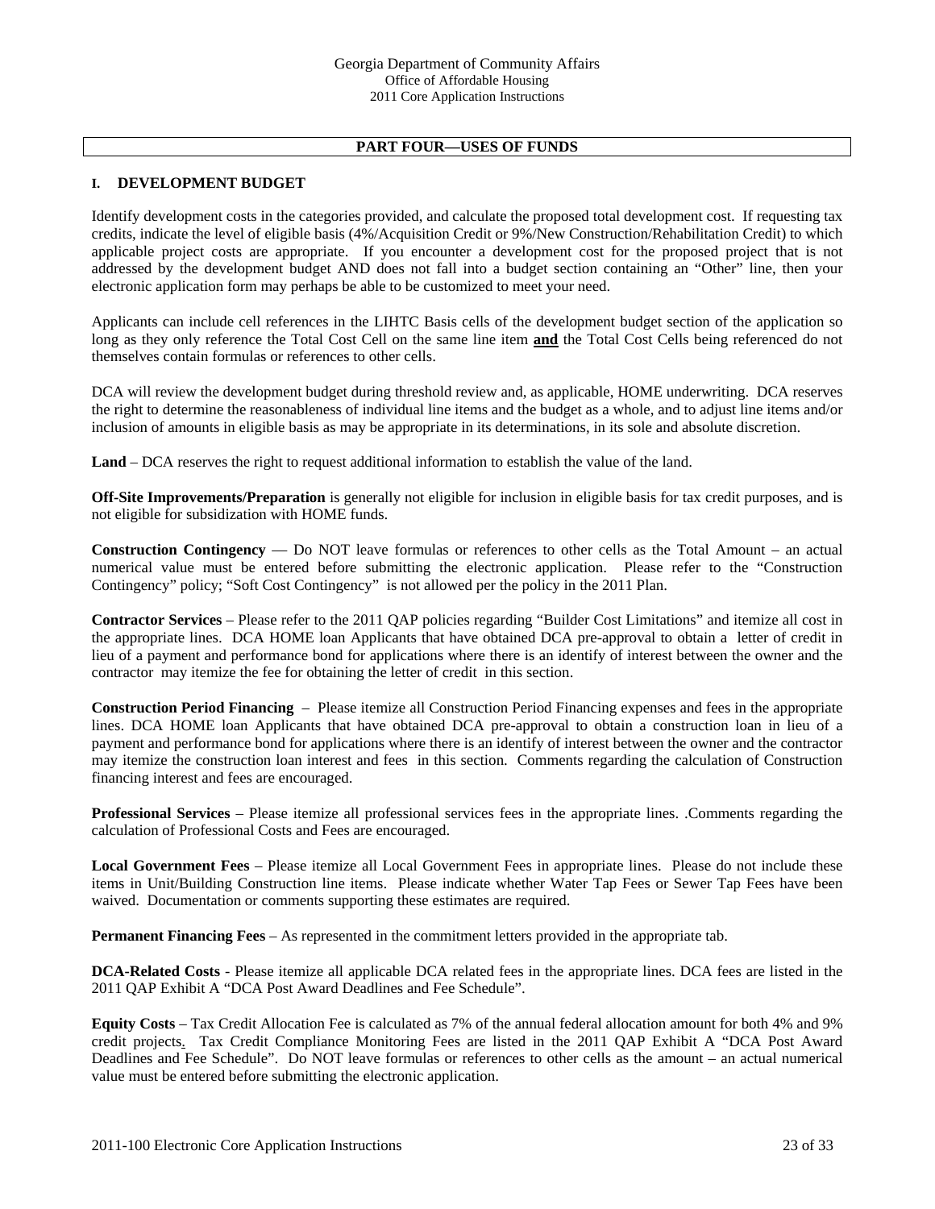## PART FOUR—USES OF FUNDS

### I. DEVELOPMENT BUDGET

Identify development costs in the categories provided, and calculate the proposed total development cost. If requesting tax credits, indicate the level of eligible basis (4%/Acquisition Credit or 9%/New Construction/Rehabilitation Credit) to which applicable project costs are appropriate. If you encounter a development cost for the proposed project that is not addressed by the development budget AND does not fall into a budget section containing an "Other" line, then your electronic application form may perhaps be able to be customized to meet your need.

Applicants can include cell references in the LIHTC Basis cells of the development budget section of the application so long as they only reference the Total Cost Cell on the same line item **and** the Total Cost Cells being referenced do not themselves contain formulas or references to other cells.

DCA will review the development budget during threshold review and, as applicable, HOME underwriting. DCA reserves the right to determine the reasonableness of individual line items and the budget as a whole, and to adjust line items and/or inclusion of amounts in eligible basis as may be appropriate in its determinations, in its sole and absolute discretion.

**Land** – DCA reserves the right to request additional information to establish the value of the land.

**Off-Site Improvements/Preparation** is generally not eligible for inclusion in eligible basis for tax credit purposes, and is not eligible for subsidization with HOME funds.

**Construction Contingency** — Do NOT leave formulas or references to other cells as the Total Amount – an actual numerical value must be entered before submitting the electronic application. Please refer to the "Construction Contingency" policy; "Soft Cost Contingency" is not allowed per the policy in the 2011 Plan.

**Contractor Services** – Please refer to the 2011 QAP policies regarding "Builder Cost Limitations" and itemize all cost in the appropriate lines. DCA HOME loan Applicants that have obtained DCA pre-approval to obtain a letter of credit in lieu of a payment and performance bond for applications where there is an identify of interest between the owner and the contractor may itemize the fee for obtaining the letter of credit in this section.

**Construction Period Financing** – Please itemize all Construction Period Financing expenses and fees in the appropriate lines. DCA HOME loan Applicants that have obtained DCA pre-approval to obtain a construction loan in lieu of a payment and performance bond for applications where there is an identify of interest between the owner and the contractor may itemize the construction loan interest and fees in this section. Comments regarding the calculation of Construction financing interest and fees are encouraged.

**Professional Services** – Please itemize all professional services fees in the appropriate lines. .Comments regarding the calculation of Professional Costs and Fees are encouraged.

**Local Government Fees** – Please itemize all Local Government Fees in appropriate lines. Please do not include these items in Unit/Building Construction line items. Please indicate whether Water Tap Fees or Sewer Tap Fees have been waived. Documentation or comments supporting these estimates are required.

**Permanent Financing Fees** – As represented in the commitment letters provided in the appropriate tab.

**DCA-Related Costs** - Please itemize all applicable DCA related fees in the appropriate lines. DCA fees are listed in the 2011 QAP Exhibit A "DCA Post Award Deadlines and Fee Schedule".

**Equity Costs** – Tax Credit Allocation Fee is calculated as 7% of the annual federal allocation amount for both 4% and 9% credit projects. Tax Credit Compliance Monitoring Fees are listed in the 2011 QAP Exhibit A "DCA Post Award Deadlines and Fee Schedule". Do NOT leave formulas or references to other cells as the amount – an actual numerical value must be entered before submitting the electronic application.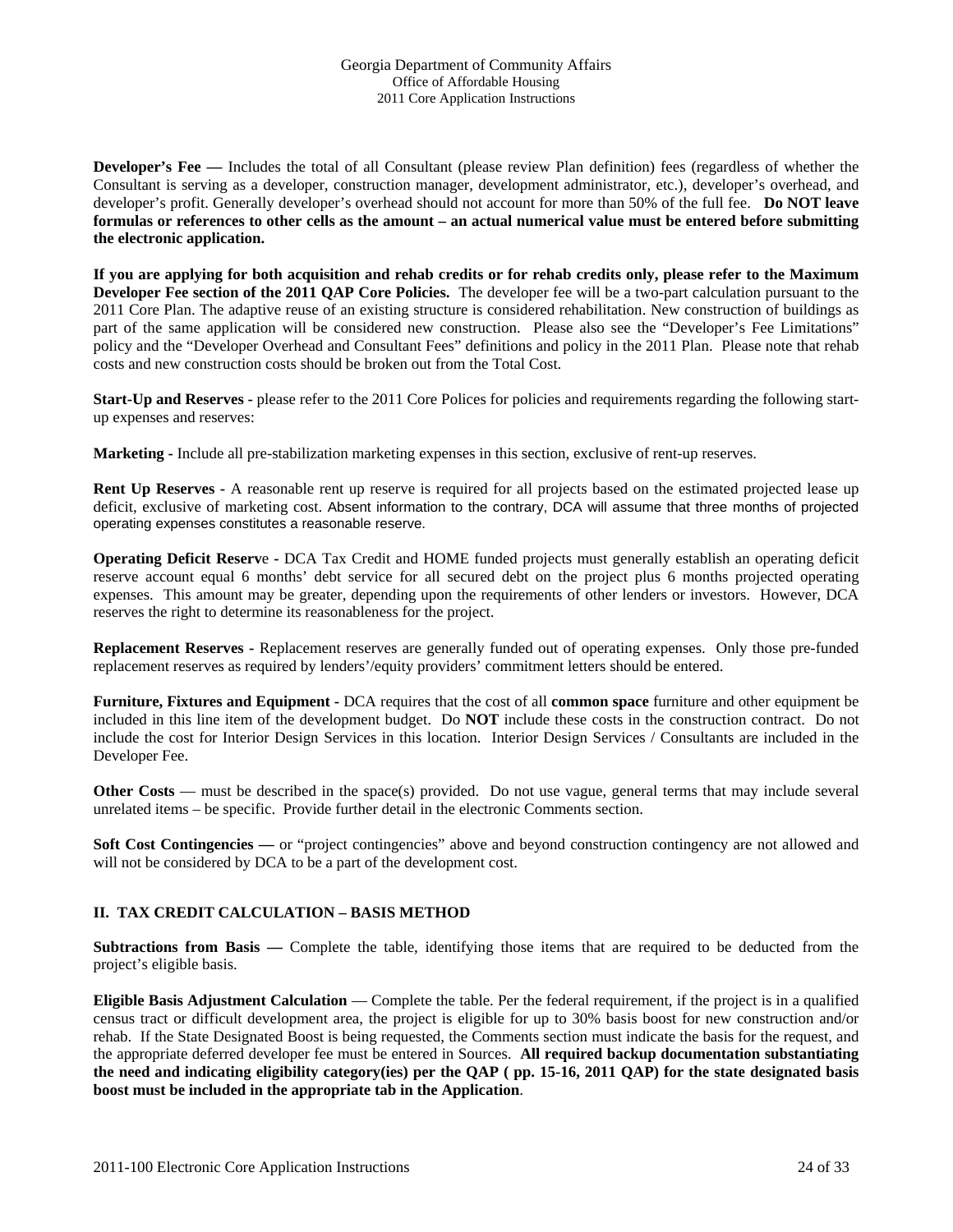**Developer's Fee —** Includes the total of all Consultant (please review Plan definition) fees (regardless of whether the Consultant is serving as a developer, construction manager, development administrator, etc.), developer's overhead, and developer's profit. Generally developer's overhead should not account for more than 50% of the full fee. **Do NOT leave formulas or references to other cells as the amount – an actual numerical value must be entered before submitting the electronic application.**

**If you are applying for both acquisition and rehab credits or for rehab credits only, please refer to the Maximum Developer Fee section of the 2011 QAP Core Policies.** The developer fee will be a two-part calculation pursuant to the 2011 Core Plan. The adaptive reuse of an existing structure is considered rehabilitation. New construction of buildings as part of the same application will be considered new construction. Please also see the "Developer's Fee Limitations" policy and the "Developer Overhead and Consultant Fees" definitions and policy in the 2011 Plan. Please note that rehab costs and new construction costs should be broken out from the Total Cost.

**Start-Up and Reserves -** please refer to the 2011 Core Polices for policies and requirements regarding the following start-up expenses and reserves:

**Marketing -** Include all pre-stabilization marketing expenses in this section, exclusive of rent-up reserves.

**Rent Up Reserves -** A reasonable rent up reserve is required for all projects based on the estimated projected lease up deficit, exclusive of marketing cost. Absent information to the contrary, DCA will assume that three months of projected operating expenses constitutes a reasonable reserve.

**Operating Deficit Reserv**e **-** DCA Tax Credit and HOME funded projects must generally establish an operating deficit reserve account equal 6 months' debt service for all secured debt on the project plus 6 months projected operating expenses. This amount may be greater, depending upon the requirements of other lenders or investors. However, DCA reserves the right to determine its reasonableness for the project.

**Replacement Reserves -** Replacement reserves are generally funded out of operating expenses. Only those pre-funded replacement reserves as required by lenders'/equity providers' commitment letters should be entered.

**Furniture, Fixtures and Equipment -** DCA requires that the cost of all **common space** furniture and other equipment be included in this line item of the development budget. Do **NOT** include these costs in the construction contract. Do not include the cost for Interior Design Services in this location. Interior Design Services / Consultants are included in the Developer Fee.

**Other Costs** — must be described in the space(s) provided. Do not use vague, general terms that may include several unrelated items – be specific. Provide further detail in the electronic Comments section.

**Soft Cost Contingencies —** or "project contingencies" above and beyond construction contingency are not allowed and will not be considered by DCA to be a part of the development cost.

## II. TAX CREDIT CALCULATION – BASIS METHOD

**Subtractions from Basis —** Complete the table, identifying those items that are required to be deducted from the project's eligible basis.

**Eligible Basis Adjustment Calculation** — Complete the table. Per the federal requirement, if the project is in a qualified census tract or difficult development area, the project is eligible for up to 30% basis boost for new construction and/or rehab. If the State Designated Boost is being requested, the Comments section must indicate the basis for the request, and the appropriate deferred developer fee must be entered in Sources. **All required backup documentation substantiating the need and indicating eligibility category(ies) per the QAP ( pp. 15-16, 2011 QAP) for the state designated basis boost must be included in the appropriate tab in the Application**.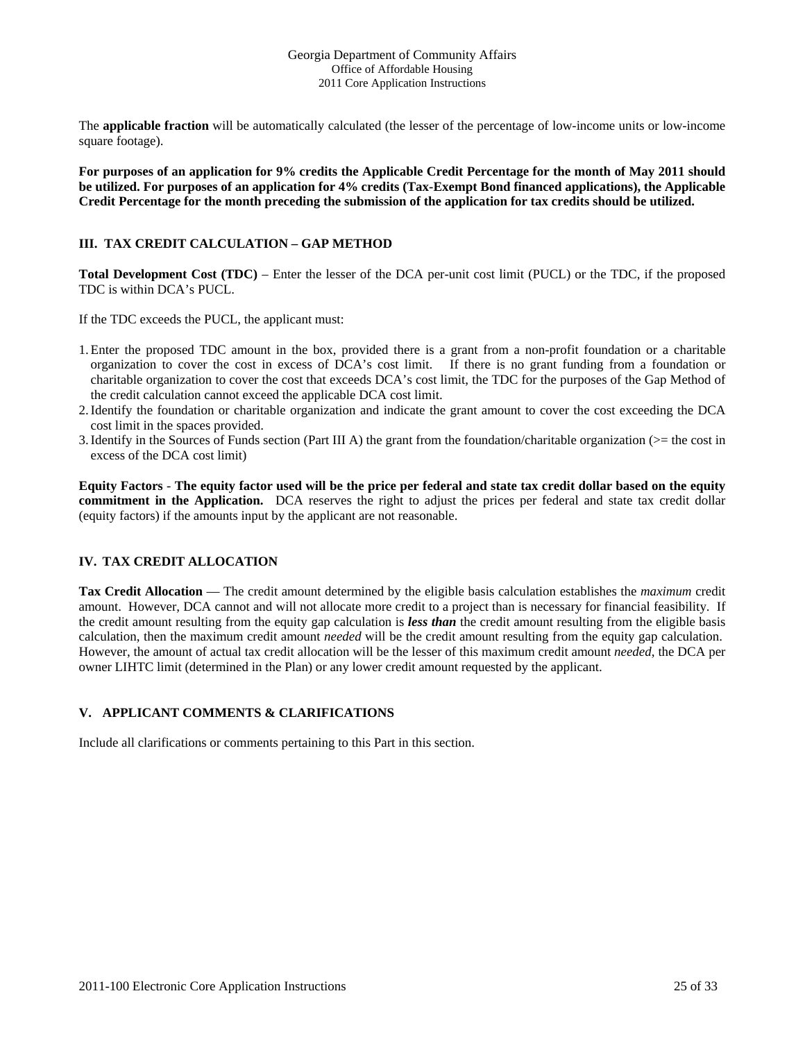The **applicable fraction** will be automatically calculated (the lesser of the percentage of low-income units or low-income square footage).

**For purposes of an application for 9% credits the Applicable Credit Percentage for the month of May 2011 should be utilized. For purposes of an application for 4% credits (Tax-Exempt Bond financed applications), the Applicable Credit Percentage for the month preceding the submission of the application for tax credits should be utilized.**

## III. TAX CREDIT CALCULATION – GAP METHOD

**Total Development Cost (TDC)** – Enter the lesser of the DCA per-unit cost limit (PUCL) or the TDC, if the proposed TDC is within DCA's PUCL.

If the TDC exceeds the PUCL, the applicant must:

1. Enter the proposed TDC amount in the box, provided there is a grant from a non-profit foundation or a charitable organization to cover the cost in excess of DCA's cost limit. If there is no grant funding from a foundation or charitable organization to cover the cost that exceeds DCA's cost limit, the TDC for the purposes of the Gap Method of the credit calculation cannot exceed the applicable DCA cost limit.
2. Identify the foundation or charitable organization and indicate the grant amount to cover the cost exceeding the DCA cost limit in the spaces provided.
3. Identify in the Sources of Funds section (Part III A) the grant from the foundation/charitable organization (>= the cost in excess of the DCA cost limit)

**Equity Factors** - **The equity factor used will be the price per federal and state tax credit dollar based on the equity commitment in the Application.** DCA reserves the right to adjust the prices per federal and state tax credit dollar (equity factors) if the amounts input by the applicant are not reasonable.

## IV. TAX CREDIT ALLOCATION

**Tax Credit Allocation** — The credit amount determined by the eligible basis calculation establishes the *maximum* credit amount. However, DCA cannot and will not allocate more credit to a project than is necessary for financial feasibility. If the credit amount resulting from the equity gap calculation is ***less than*** the credit amount resulting from the eligible basis calculation, then the maximum credit amount *needed* will be the credit amount resulting from the equity gap calculation. However, the amount of actual tax credit allocation will be the lesser of this maximum credit amount *needed*, the DCA per owner LIHTC limit (determined in the Plan) or any lower credit amount requested by the applicant.

## V. APPLICANT COMMENTS & CLARIFICATIONS

Include all clarifications or comments pertaining to this Part in this section.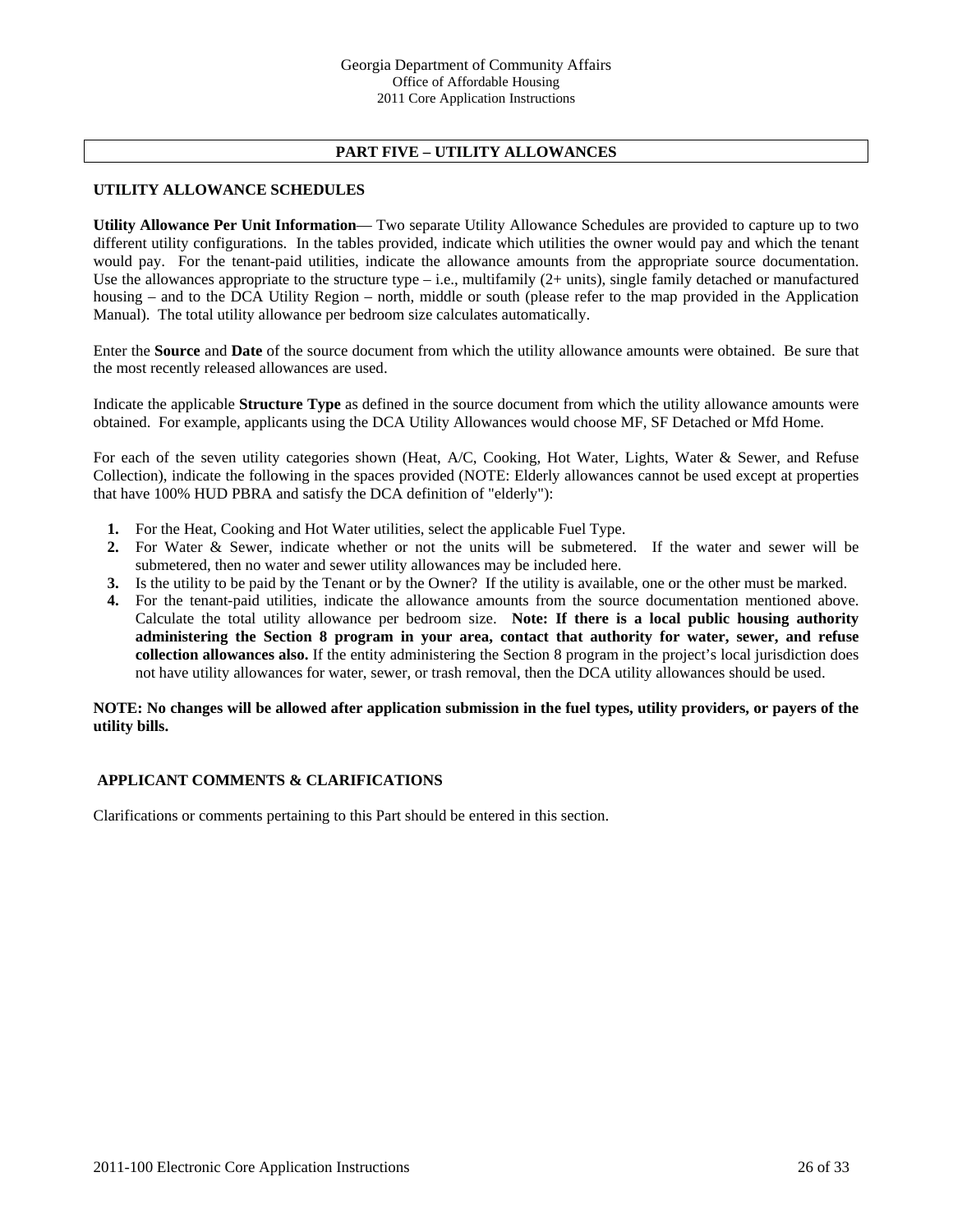## PART FIVE – UTILITY ALLOWANCES

### UTILITY ALLOWANCE SCHEDULES

**Utility Allowance Per Unit Information**— Two separate Utility Allowance Schedules are provided to capture up to two different utility configurations. In the tables provided, indicate which utilities the owner would pay and which the tenant would pay. For the tenant-paid utilities, indicate the allowance amounts from the appropriate source documentation. Use the allowances appropriate to the structure type – i.e., multifamily (2+ units), single family detached or manufactured housing – and to the DCA Utility Region – north, middle or south (please refer to the map provided in the Application Manual). The total utility allowance per bedroom size calculates automatically.

Enter the **Source** and **Date** of the source document from which the utility allowance amounts were obtained. Be sure that the most recently released allowances are used.

Indicate the applicable **Structure Type** as defined in the source document from which the utility allowance amounts were obtained. For example, applicants using the DCA Utility Allowances would choose MF, SF Detached or Mfd Home.

For each of the seven utility categories shown (Heat, A/C, Cooking, Hot Water, Lights, Water & Sewer, and Refuse Collection), indicate the following in the spaces provided (NOTE: Elderly allowances cannot be used except at properties that have 100% HUD PBRA and satisfy the DCA definition of "elderly"):

1. For the Heat, Cooking and Hot Water utilities, select the applicable Fuel Type.
2. For Water & Sewer, indicate whether or not the units will be submetered. If the water and sewer will be submetered, then no water and sewer utility allowances may be included here.
3. Is the utility to be paid by the Tenant or by the Owner? If the utility is available, one or the other must be marked.
4. For the tenant-paid utilities, indicate the allowance amounts from the source documentation mentioned above. Calculate the total utility allowance per bedroom size. **Note: If there is a local public housing authority administering the Section 8 program in your area, contact that authority for water, sewer, and refuse collection allowances also.** If the entity administering the Section 8 program in the project's local jurisdiction does not have utility allowances for water, sewer, or trash removal, then the DCA utility allowances should be used.

**NOTE: No changes will be allowed after application submission in the fuel types, utility providers, or payers of the utility bills.**

### APPLICANT COMMENTS & CLARIFICATIONS

Clarifications or comments pertaining to this Part should be entered in this section.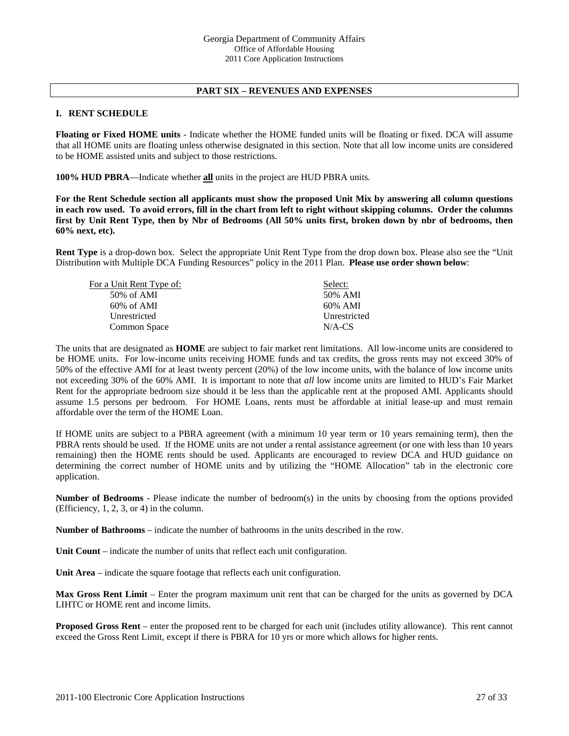## PART SIX – REVENUES AND EXPENSES

### I. RENT SCHEDULE

**Floating or Fixed HOME units** - Indicate whether the HOME funded units will be floating or fixed. DCA will assume that all HOME units are floating unless otherwise designated in this section. Note that all low income units are considered to be HOME assisted units and subject to those restrictions.

**100% HUD PBRA**—Indicate whether **all** units in the project are HUD PBRA units.

**For the Rent Schedule section all applicants must show the proposed Unit Mix by answering all column questions in each row used. To avoid errors, fill in the chart from left to right without skipping columns. Order the columns first by Unit Rent Type, then by Nbr of Bedrooms (All 50% units first, broken down by nbr of bedrooms, then 60% next, etc).**

**Rent Type** is a drop-down box. Select the appropriate Unit Rent Type from the drop down box. Please also see the "Unit Distribution with Multiple DCA Funding Resources" policy in the 2011 Plan. **Please use order shown below**:

| For a Unit Rent Type of: | Select: |
|---|---|
| 50% of AMI | 50% AMI |
| 60% of AMI | 60% AMI |
| Unrestricted | Unrestricted |
| Common Space | N/A-CS |

The units that are designated as **HOME** are subject to fair market rent limitations. All low-income units are considered to be HOME units. For low-income units receiving HOME funds and tax credits, the gross rents may not exceed 30% of 50% of the effective AMI for at least twenty percent (20%) of the low income units, with the balance of low income units not exceeding 30% of the 60% AMI. It is important to note that *all* low income units are limited to HUD's Fair Market Rent for the appropriate bedroom size should it be less than the applicable rent at the proposed AMI. Applicants should assume 1.5 persons per bedroom. For HOME Loans, rents must be affordable at initial lease-up and must remain affordable over the term of the HOME Loan.

If HOME units are subject to a PBRA agreement (with a minimum 10 year term or 10 years remaining term), then the PBRA rents should be used. If the HOME units are not under a rental assistance agreement (or one with less than 10 years remaining) then the HOME rents should be used. Applicants are encouraged to review DCA and HUD guidance on determining the correct number of HOME units and by utilizing the "HOME Allocation" tab in the electronic core application.

**Number of Bedrooms** - Please indicate the number of bedroom(s) in the units by choosing from the options provided (Efficiency, 1, 2, 3, or 4) in the column.

**Number of Bathrooms** – indicate the number of bathrooms in the units described in the row.

**Unit Count** – indicate the number of units that reflect each unit configuration.

**Unit Area** – indicate the square footage that reflects each unit configuration.

**Max Gross Rent Limit** – Enter the program maximum unit rent that can be charged for the units as governed by DCA LIHTC or HOME rent and income limits.

**Proposed Gross Rent** – enter the proposed rent to be charged for each unit (includes utility allowance). This rent cannot exceed the Gross Rent Limit, except if there is PBRA for 10 yrs or more which allows for higher rents.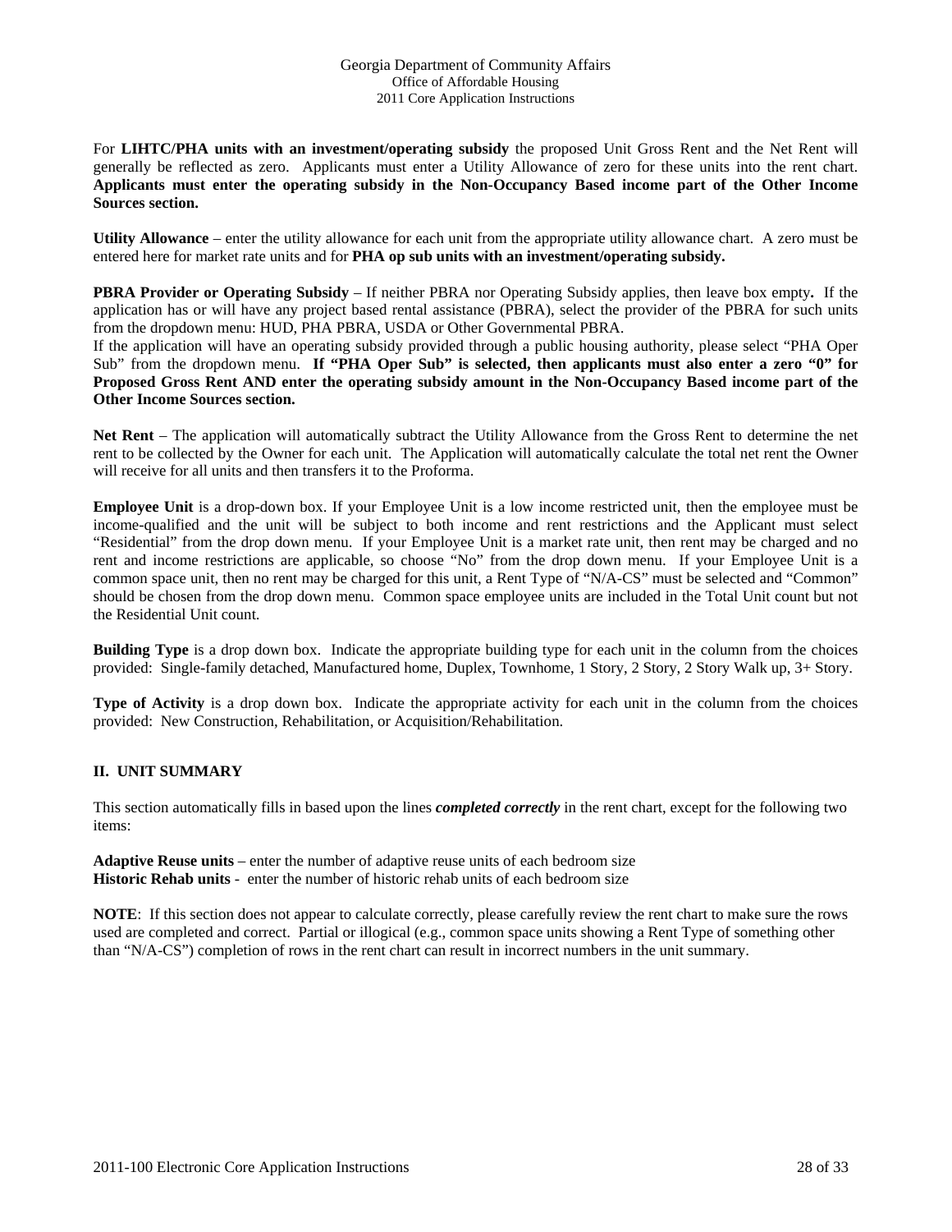For **LIHTC/PHA units with an investment/operating subsidy** the proposed Unit Gross Rent and the Net Rent will generally be reflected as zero. Applicants must enter a Utility Allowance of zero for these units into the rent chart. **Applicants must enter the operating subsidy in the Non-Occupancy Based income part of the Other Income Sources section.**

**Utility Allowance** – enter the utility allowance for each unit from the appropriate utility allowance chart. A zero must be entered here for market rate units and for **PHA op sub units with an investment/operating subsidy.**

**PBRA Provider or Operating Subsidy** – If neither PBRA nor Operating Subsidy applies, then leave box empty**.** If the application has or will have any project based rental assistance (PBRA), select the provider of the PBRA for such units from the dropdown menu: HUD, PHA PBRA, USDA or Other Governmental PBRA.
If the application will have an operating subsidy provided through a public housing authority, please select "PHA Oper Sub" from the dropdown menu. **If "PHA Oper Sub" is selected, then applicants must also enter a zero "0" for Proposed Gross Rent AND enter the operating subsidy amount in the Non-Occupancy Based income part of the Other Income Sources section.**

**Net Rent** – The application will automatically subtract the Utility Allowance from the Gross Rent to determine the net rent to be collected by the Owner for each unit. The Application will automatically calculate the total net rent the Owner will receive for all units and then transfers it to the Proforma.

**Employee Unit** is a drop-down box. If your Employee Unit is a low income restricted unit, then the employee must be income-qualified and the unit will be subject to both income and rent restrictions and the Applicant must select "Residential" from the drop down menu. If your Employee Unit is a market rate unit, then rent may be charged and no rent and income restrictions are applicable, so choose "No" from the drop down menu. If your Employee Unit is a common space unit, then no rent may be charged for this unit, a Rent Type of "N/A-CS" must be selected and "Common" should be chosen from the drop down menu. Common space employee units are included in the Total Unit count but not the Residential Unit count.

**Building Type** is a drop down box. Indicate the appropriate building type for each unit in the column from the choices provided: Single-family detached, Manufactured home, Duplex, Townhome, 1 Story, 2 Story, 2 Story Walk up, 3+ Story.

**Type of Activity** is a drop down box. Indicate the appropriate activity for each unit in the column from the choices provided: New Construction, Rehabilitation, or Acquisition/Rehabilitation.

## II. UNIT SUMMARY

This section automatically fills in based upon the lines ***completed correctly*** in the rent chart, except for the following two items:

**Adaptive Reuse units** – enter the number of adaptive reuse units of each bedroom size
**Historic Rehab units** - enter the number of historic rehab units of each bedroom size

**NOTE**: If this section does not appear to calculate correctly, please carefully review the rent chart to make sure the rows used are completed and correct. Partial or illogical (e.g., common space units showing a Rent Type of something other than "N/A-CS") completion of rows in the rent chart can result in incorrect numbers in the unit summary.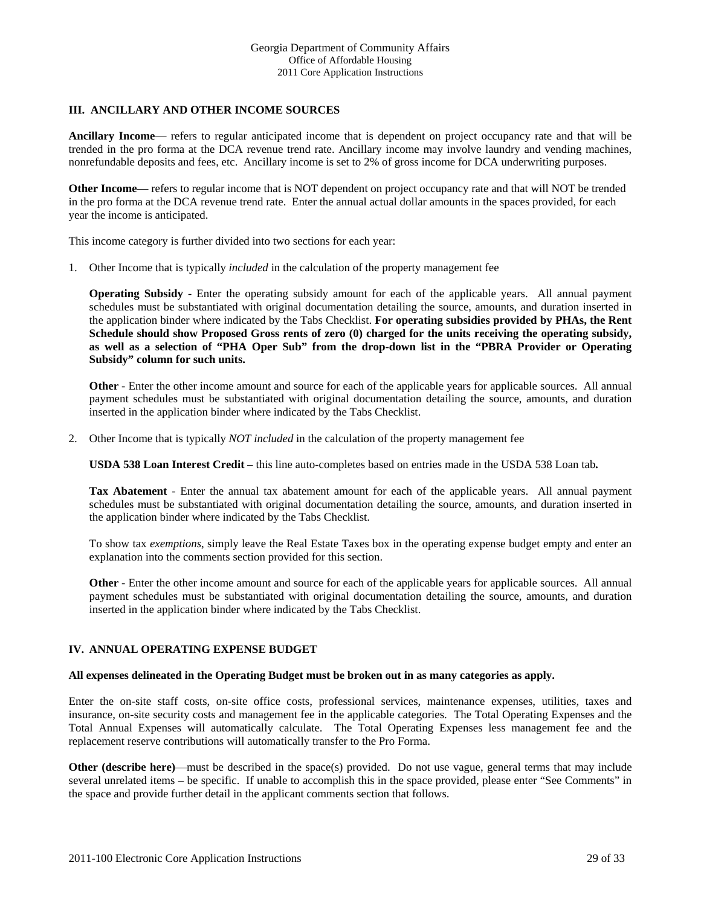### III. ANCILLARY AND OTHER INCOME SOURCES

**Ancillary Income**— refers to regular anticipated income that is dependent on project occupancy rate and that will be trended in the pro forma at the DCA revenue trend rate. Ancillary income may involve laundry and vending machines, nonrefundable deposits and fees, etc. Ancillary income is set to 2% of gross income for DCA underwriting purposes.

**Other Income**— refers to regular income that is NOT dependent on project occupancy rate and that will NOT be trended in the pro forma at the DCA revenue trend rate. Enter the annual actual dollar amounts in the spaces provided, for each year the income is anticipated.

This income category is further divided into two sections for each year:

1. Other Income that is typically *included* in the calculation of the property management fee

   **Operating Subsidy** - Enter the operating subsidy amount for each of the applicable years. All annual payment schedules must be substantiated with original documentation detailing the source, amounts, and duration inserted in the application binder where indicated by the Tabs Checklist. **For operating subsidies provided by PHAs, the Rent Schedule should show Proposed Gross rents of zero (0) charged for the units receiving the operating subsidy, as well as a selection of "PHA Oper Sub" from the drop-down list in the "PBRA Provider or Operating Subsidy" column for such units.**

   **Other** - Enter the other income amount and source for each of the applicable years for applicable sources. All annual payment schedules must be substantiated with original documentation detailing the source, amounts, and duration inserted in the application binder where indicated by the Tabs Checklist.

2. Other Income that is typically *NOT included* in the calculation of the property management fee

   **USDA 538 Loan Interest Credit** – this line auto-completes based on entries made in the USDA 538 Loan tab**.**

   **Tax Abatement** - Enter the annual tax abatement amount for each of the applicable years. All annual payment schedules must be substantiated with original documentation detailing the source, amounts, and duration inserted in the application binder where indicated by the Tabs Checklist.

   To show tax *exemptions*, simply leave the Real Estate Taxes box in the operating expense budget empty and enter an explanation into the comments section provided for this section.

   **Other** - Enter the other income amount and source for each of the applicable years for applicable sources. All annual payment schedules must be substantiated with original documentation detailing the source, amounts, and duration inserted in the application binder where indicated by the Tabs Checklist.

### IV. ANNUAL OPERATING EXPENSE BUDGET

**All expenses delineated in the Operating Budget must be broken out in as many categories as apply.**

Enter the on-site staff costs, on-site office costs, professional services, maintenance expenses, utilities, taxes and insurance, on-site security costs and management fee in the applicable categories. The Total Operating Expenses and the Total Annual Expenses will automatically calculate. The Total Operating Expenses less management fee and the replacement reserve contributions will automatically transfer to the Pro Forma.

**Other (describe here)**—must be described in the space(s) provided. Do not use vague, general terms that may include several unrelated items – be specific. If unable to accomplish this in the space provided, please enter "See Comments" in the space and provide further detail in the applicant comments section that follows.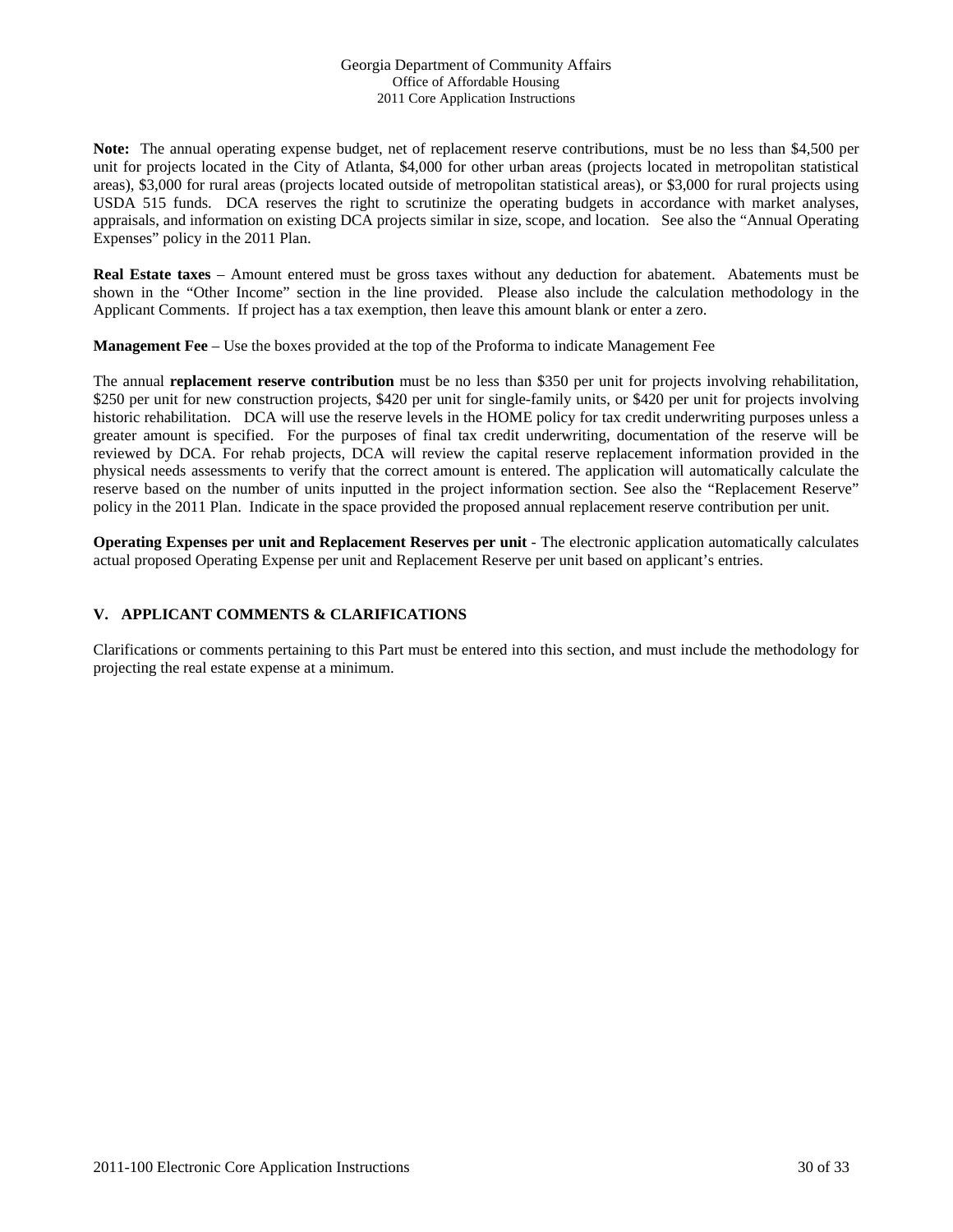**Note:** The annual operating expense budget, net of replacement reserve contributions, must be no less than $4,500 per unit for projects located in the City of Atlanta, $4,000 for other urban areas (projects located in metropolitan statistical areas), $3,000 for rural areas (projects located outside of metropolitan statistical areas), or $3,000 for rural projects using USDA 515 funds. DCA reserves the right to scrutinize the operating budgets in accordance with market analyses, appraisals, and information on existing DCA projects similar in size, scope, and location. See also the "Annual Operating Expenses" policy in the 2011 Plan.

**Real Estate taxes** – Amount entered must be gross taxes without any deduction for abatement. Abatements must be shown in the "Other Income" section in the line provided. Please also include the calculation methodology in the Applicant Comments. If project has a tax exemption, then leave this amount blank or enter a zero.

**Management Fee** – Use the boxes provided at the top of the Proforma to indicate Management Fee

The annual **replacement reserve contribution** must be no less than $350 per unit for projects involving rehabilitation, $250 per unit for new construction projects, $420 per unit for single-family units, or $420 per unit for projects involving historic rehabilitation. DCA will use the reserve levels in the HOME policy for tax credit underwriting purposes unless a greater amount is specified. For the purposes of final tax credit underwriting, documentation of the reserve will be reviewed by DCA. For rehab projects, DCA will review the capital reserve replacement information provided in the physical needs assessments to verify that the correct amount is entered. The application will automatically calculate the reserve based on the number of units inputted in the project information section. See also the "Replacement Reserve" policy in the 2011 Plan. Indicate in the space provided the proposed annual replacement reserve contribution per unit.

**Operating Expenses per unit and Replacement Reserves per unit** - The electronic application automatically calculates actual proposed Operating Expense per unit and Replacement Reserve per unit based on applicant's entries.

## V. APPLICANT COMMENTS & CLARIFICATIONS

Clarifications or comments pertaining to this Part must be entered into this section, and must include the methodology for projecting the real estate expense at a minimum.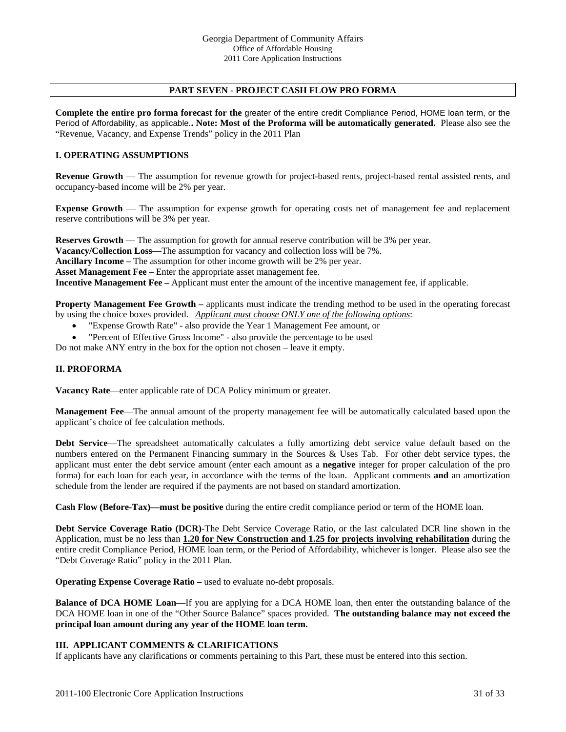## PART SEVEN - PROJECT CASH FLOW PRO FORMA

**Complete the entire pro forma forecast for the** greater of the entire credit Compliance Period, HOME loan term, or the Period of Affordability, as applicable.**. Note: Most of the Proforma will be automatically generated.** Please also see the "Revenue, Vacancy, and Expense Trends" policy in the 2011 Plan

### I. OPERATING ASSUMPTIONS

**Revenue Growth** — The assumption for revenue growth for project-based rents, project-based rental assisted rents, and occupancy-based income will be 2% per year.

**Expense Growth** — The assumption for expense growth for operating costs net of management fee and replacement reserve contributions will be 3% per year.

**Reserves Growth** — The assumption for growth for annual reserve contribution will be 3% per year.
**Vacancy/Collection Loss**—The assumption for vacancy and collection loss will be 7%.
**Ancillary Income –** The assumption for other income growth will be 2% per year.
**Asset Management Fee** – Enter the appropriate asset management fee.
**Incentive Management Fee –** Applicant must enter the amount of the incentive management fee, if applicable.

**Property Management Fee Growth –** applicants must indicate the trending method to be used in the operating forecast by using the choice boxes provided. *Applicant must choose ONLY one of the following options*:

- "Expense Growth Rate" - also provide the Year 1 Management Fee amount, or
- "Percent of Effective Gross Income" - also provide the percentage to be used

Do not make ANY entry in the box for the option not chosen – leave it empty.

### II. PROFORMA

**Vacancy Rate**—enter applicable rate of DCA Policy minimum or greater.

**Management Fee**—The annual amount of the property management fee will be automatically calculated based upon the applicant's choice of fee calculation methods.

**Debt Service**—The spreadsheet automatically calculates a fully amortizing debt service value default based on the numbers entered on the Permanent Financing summary in the Sources & Uses Tab. For other debt service types, the applicant must enter the debt service amount (enter each amount as a **negative** integer for proper calculation of the pro forma) for each loan for each year, in accordance with the terms of the loan. Applicant comments **and** an amortization schedule from the lender are required if the payments are not based on standard amortization.

**Cash Flow (Before-Tax)—must be positive** during the entire credit compliance period or term of the HOME loan.

**Debt Service Coverage Ratio (DCR)**-The Debt Service Coverage Ratio, or the last calculated DCR line shown in the Application, must be no less than **1.20 for New Construction and 1.25 for projects involving rehabilitation** during the entire credit Compliance Period, HOME loan term, or the Period of Affordability, whichever is longer. Please also see the "Debt Coverage Ratio" policy in the 2011 Plan.

**Operating Expense Coverage Ratio –** used to evaluate no-debt proposals.

**Balance of DCA HOME Loan**—If you are applying for a DCA HOME loan, then enter the outstanding balance of the DCA HOME loan in one of the "Other Source Balance" spaces provided. **The outstanding balance may not exceed the principal loan amount during any year of the HOME loan term.**

### III. APPLICANT COMMENTS & CLARIFICATIONS

If applicants have any clarifications or comments pertaining to this Part, these must be entered into this section.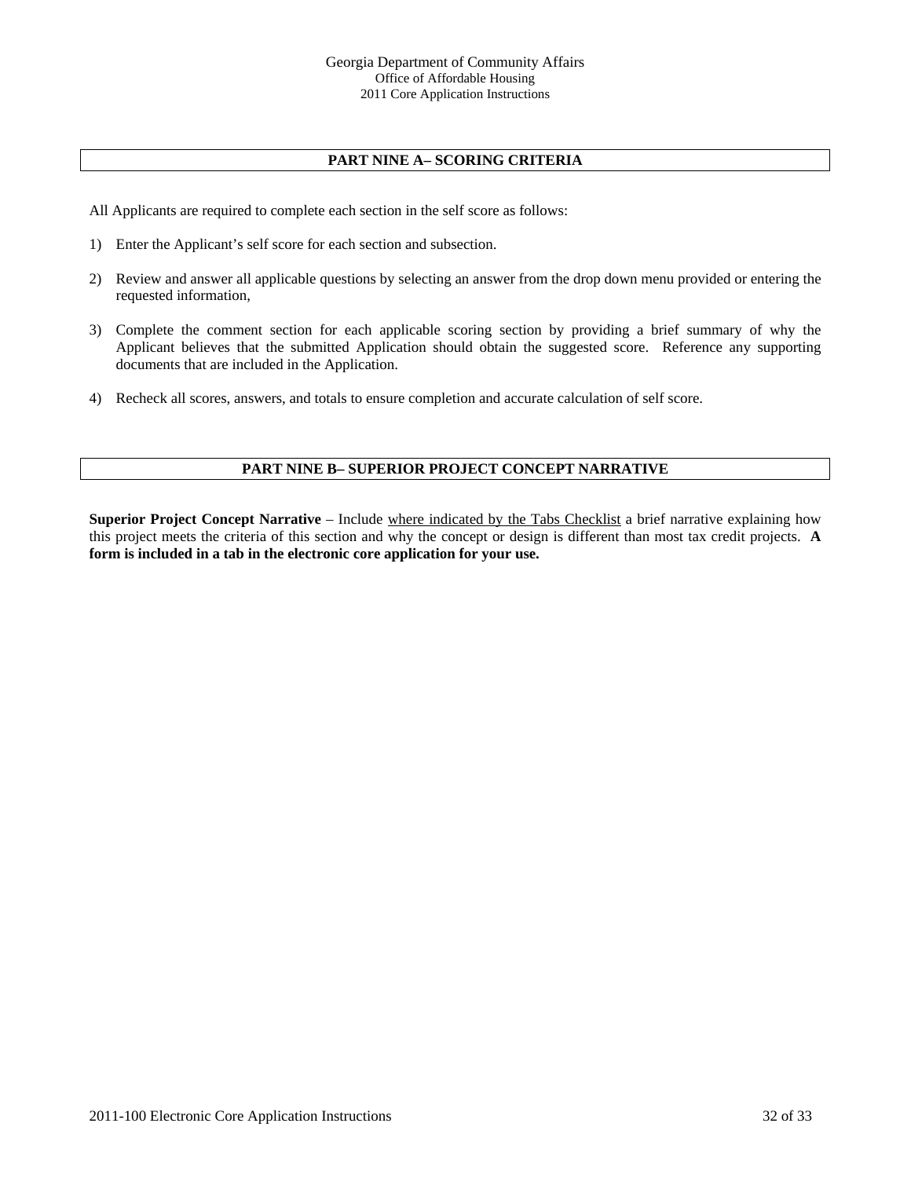## PART NINE A– SCORING CRITERIA

All Applicants are required to complete each section in the self score as follows:

1) Enter the Applicant's self score for each section and subsection.

2) Review and answer all applicable questions by selecting an answer from the drop down menu provided or entering the requested information,

3) Complete the comment section for each applicable scoring section by providing a brief summary of why the Applicant believes that the submitted Application should obtain the suggested score. Reference any supporting documents that are included in the Application.

4) Recheck all scores, answers, and totals to ensure completion and accurate calculation of self score.

## PART NINE B– SUPERIOR PROJECT CONCEPT NARRATIVE

**Superior Project Concept Narrative** – Include where indicated by the Tabs Checklist a brief narrative explaining how this project meets the criteria of this section and why the concept or design is different than most tax credit projects. **A form is included in a tab in the electronic core application for your use.**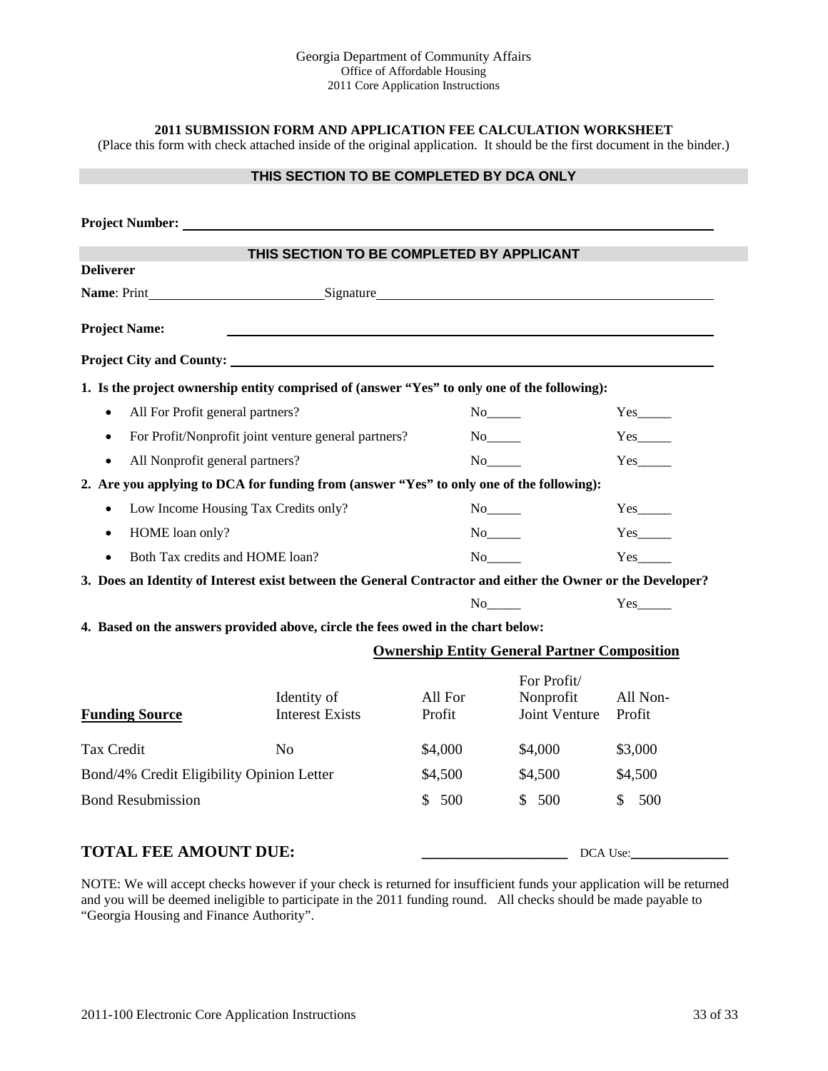Georgia Department of Community Affairs
Office of Affordable Housing
2011 Core Application Instructions

## 2011 SUBMISSION FORM AND APPLICATION FEE CALCULATION WORKSHEET

(Place this form with check attached inside of the original application. It should be the first document in the binder.)

### THIS SECTION TO BE COMPLETED BY DCA ONLY

**Project Number:** ____________________

### THIS SECTION TO BE COMPLETED BY APPLICANT

**Deliverer**

**Name**: Print____________________ Signature____________________

**Project Name:** ____________________

**Project City and County:** ____________________

**1. Is the project ownership entity comprised of (answer "Yes" to only one of the following):**

- All For Profit general partners? No_____ Yes_____
- For Profit/Nonprofit joint venture general partners? No_____ Yes_____
- All Nonprofit general partners? No_____ Yes_____

**2. Are you applying to DCA for funding from (answer "Yes" to only one of the following):**

- Low Income Housing Tax Credits only? No_____ Yes_____
- HOME loan only? No_____ Yes_____
- Both Tax credits and HOME loan? No_____ Yes_____

**3. Does an Identity of Interest exist between the General Contractor and either the Owner or the Developer?**

No_____ Yes_____

**4. Based on the answers provided above, circle the fees owed in the chart below:**

| | | **Ownership Entity General Partner Composition** | | |
|---|---|---|---|---|
| **Funding Source** | Identity of Interest Exists | All For Profit | For Profit/ Nonprofit Joint Venture | All Non-Profit |
| Tax Credit | No | \$4,000 | \$4,000 | \$3,000 |
| Bond/4% Credit Eligibility Opinion Letter | | \$4,500 | \$4,500 | \$4,500 |
| Bond Resubmission | | \$ 500 | \$ 500 | \$ 500 |

**TOTAL FEE AMOUNT DUE:** ____________________ DCA Use:______________

NOTE: We will accept checks however if your check is returned for insufficient funds your application will be returned and you will be deemed ineligible to participate in the 2011 funding round. All checks should be made payable to "Georgia Housing and Finance Authority".